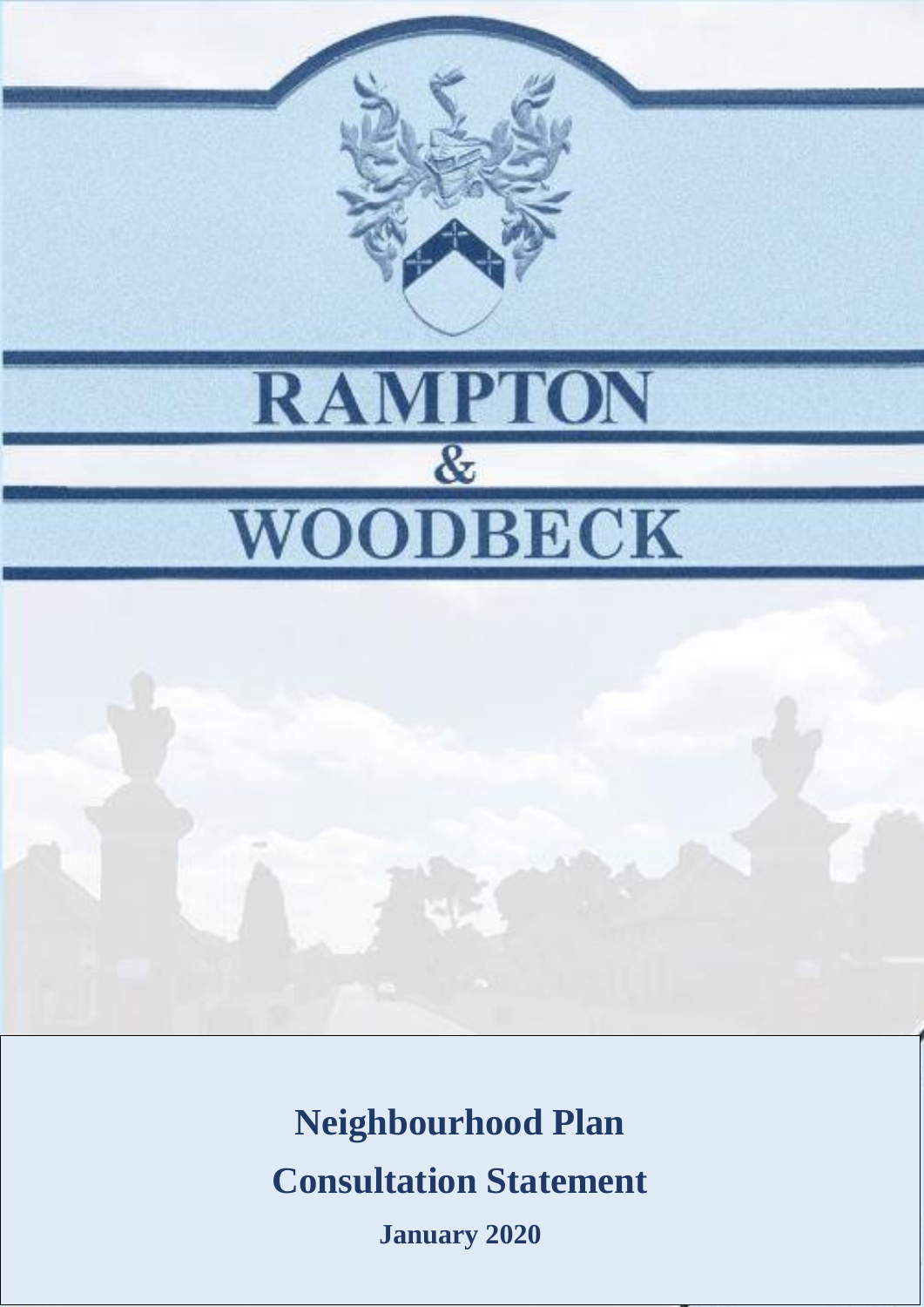# RAMPTON & WOODBECK

**Neighbourhood Plan**

**Consultation Statement**

**January 2020**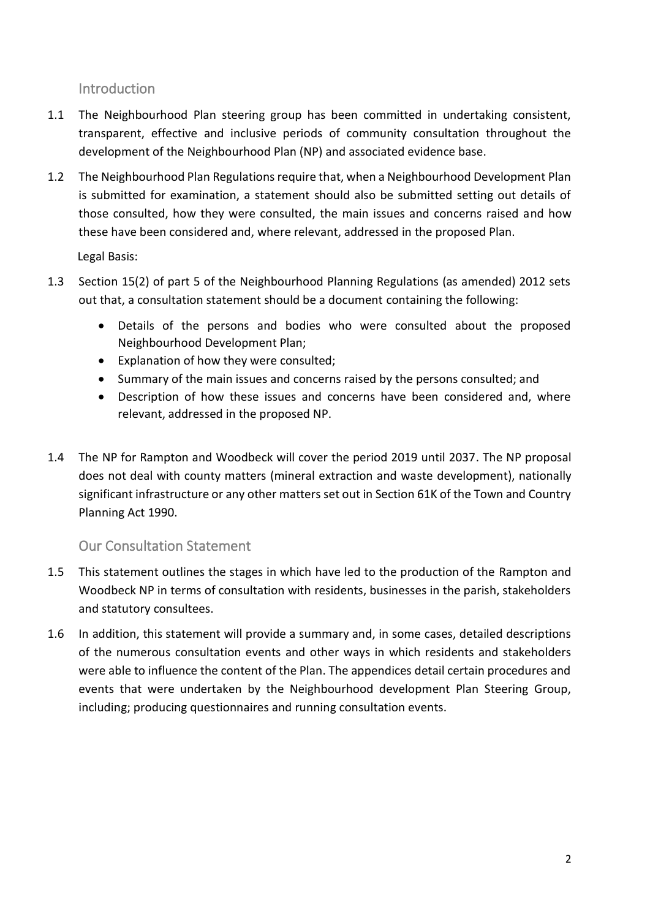## Introduction

1.1 The Neighbourhood Plan steering group has been committed in undertaking consistent, transparent, effective and inclusive periods of community consultation throughout the development of the Neighbourhood Plan (NP) and associated evidence base.

1.2 The Neighbourhood Plan Regulations require that, when a Neighbourhood Development Plan is submitted for examination, a statement should also be submitted setting out details of those consulted, how they were consulted, the main issues and concerns raised and how these have been considered and, where relevant, addressed in the proposed Plan.

Legal Basis:

1.3 Section 15(2) of part 5 of the Neighbourhood Planning Regulations (as amended) 2012 sets out that, a consultation statement should be a document containing the following:

- Details of the persons and bodies who were consulted about the proposed Neighbourhood Development Plan;
- Explanation of how they were consulted;
- Summary of the main issues and concerns raised by the persons consulted; and
- Description of how these issues and concerns have been considered and, where relevant, addressed in the proposed NP.

1.4 The NP for Rampton and Woodbeck will cover the period 2019 until 2037. The NP proposal does not deal with county matters (mineral extraction and waste development), nationally significant infrastructure or any other matters set out in Section 61K of the Town and Country Planning Act 1990.

## Our Consultation Statement

1.5 This statement outlines the stages in which have led to the production of the Rampton and Woodbeck NP in terms of consultation with residents, businesses in the parish, stakeholders and statutory consultees.

1.6 In addition, this statement will provide a summary and, in some cases, detailed descriptions of the numerous consultation events and other ways in which residents and stakeholders were able to influence the content of the Plan. The appendices detail certain procedures and events that were undertaken by the Neighbourhood development Plan Steering Group, including; producing questionnaires and running consultation events.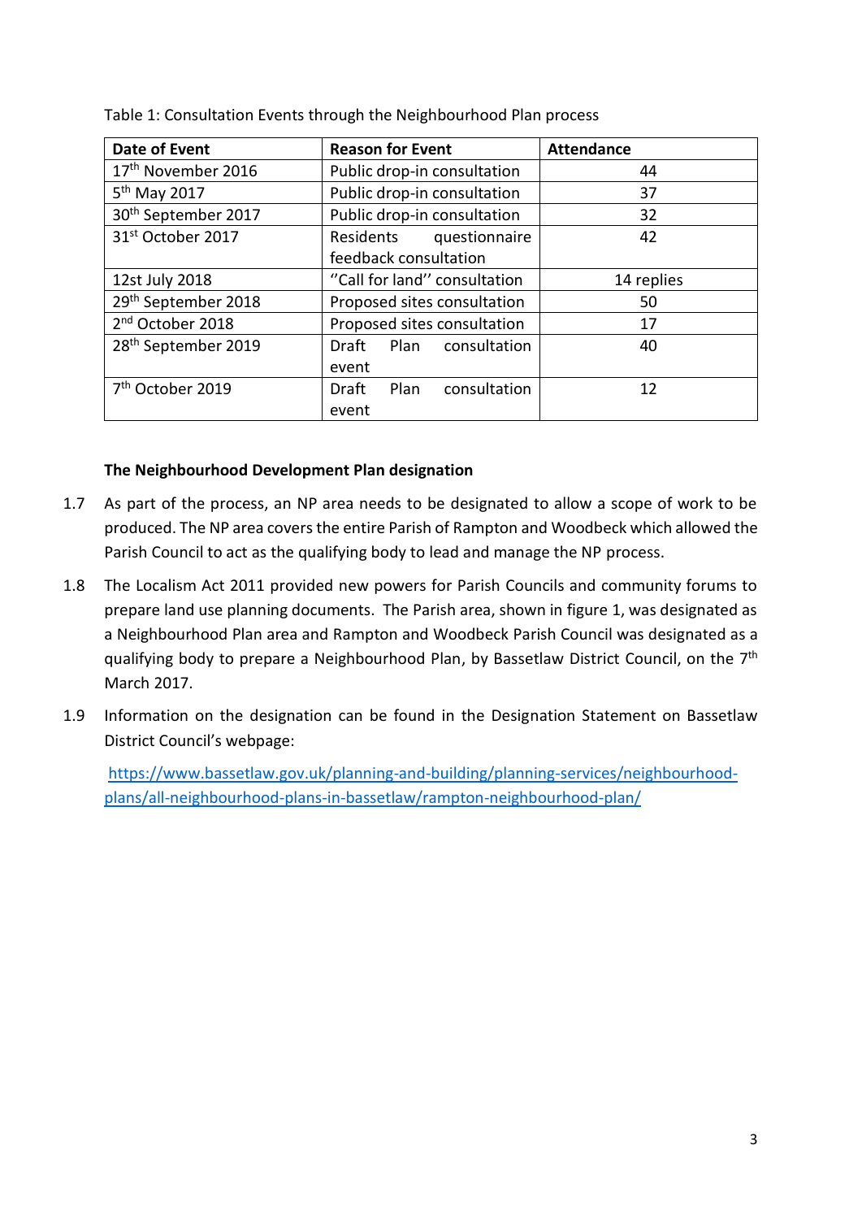Table 1: Consultation Events through the Neighbourhood Plan process

| Date of Event | Reason for Event | Attendance |
|---|---|---|
| 17th November 2016 | Public drop-in consultation | 44 |
| 5th May 2017 | Public drop-in consultation | 37 |
| 30th September 2017 | Public drop-in consultation | 32 |
| 31st October 2017 | Residents questionnaire feedback consultation | 42 |
| 12st July 2018 | ''Call for land'' consultation | 14 replies |
| 29th September 2018 | Proposed sites consultation | 50 |
| 2nd October 2018 | Proposed sites consultation | 17 |
| 28th September 2019 | Draft Plan consultation event | 40 |
| 7th October 2019 | Draft Plan consultation event | 12 |

### The Neighbourhood Development Plan designation

1.7 As part of the process, an NP area needs to be designated to allow a scope of work to be produced. The NP area covers the entire Parish of Rampton and Woodbeck which allowed the Parish Council to act as the qualifying body to lead and manage the NP process.

1.8 The Localism Act 2011 provided new powers for Parish Councils and community forums to prepare land use planning documents. The Parish area, shown in figure 1, was designated as a Neighbourhood Plan area and Rampton and Woodbeck Parish Council was designated as a qualifying body to prepare a Neighbourhood Plan, by Bassetlaw District Council, on the 7th March 2017.

1.9 Information on the designation can be found in the Designation Statement on Bassetlaw District Council's webpage:

https://www.bassetlaw.gov.uk/planning-and-building/planning-services/neighbourhood-plans/all-neighbourhood-plans-in-bassetlaw/rampton-neighbourhood-plan/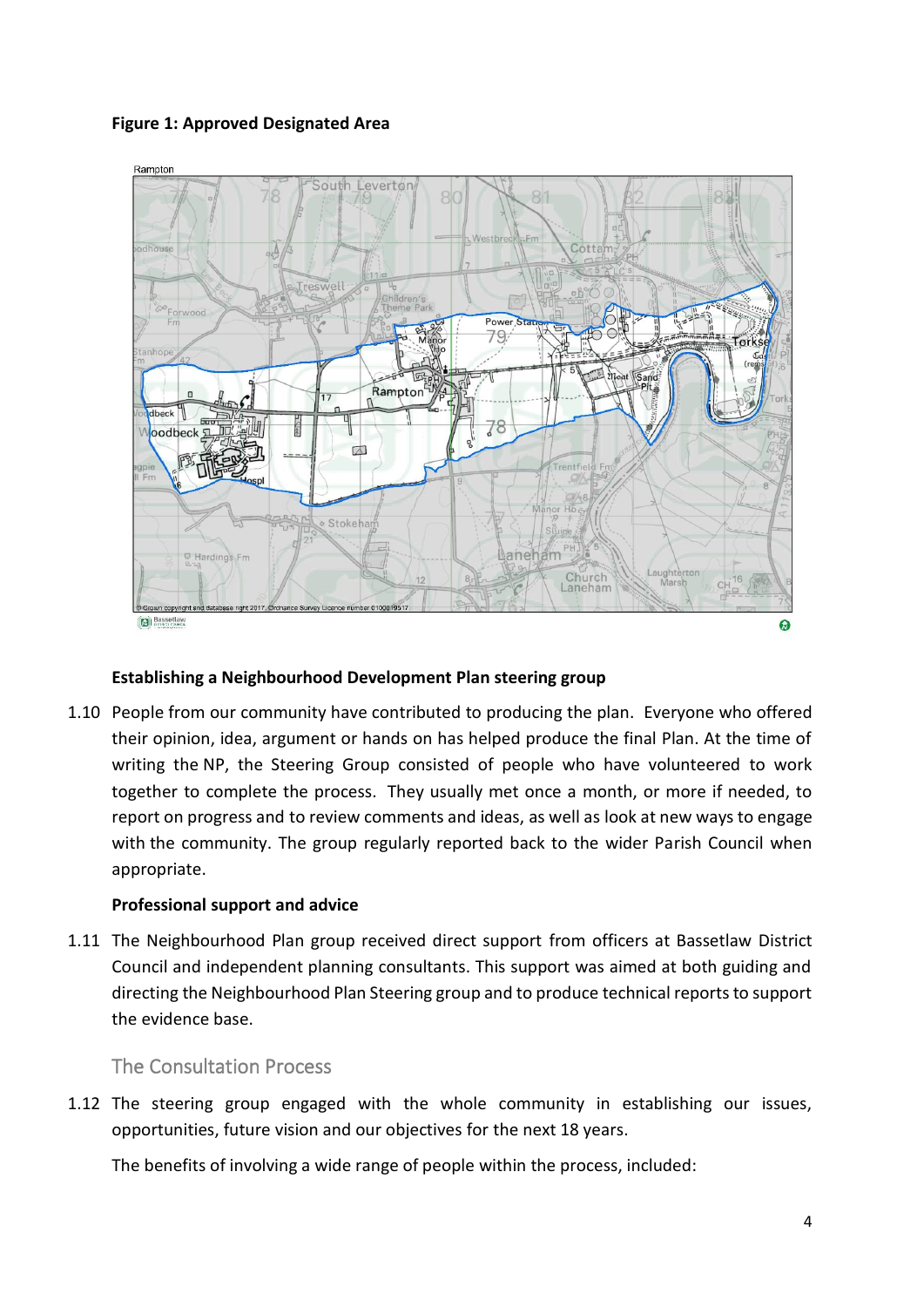**Figure 1: Approved Designated Area**

**Establishing a Neighbourhood Development Plan steering group**

1.10 People from our community have contributed to producing the plan. Everyone who offered their opinion, idea, argument or hands on has helped produce the final Plan. At the time of writing the NP, the Steering Group consisted of people who have volunteered to work together to complete the process. They usually met once a month, or more if needed, to report on progress and to review comments and ideas, as well as look at new ways to engage with the community. The group regularly reported back to the wider Parish Council when appropriate.

**Professional support and advice**

1.11 The Neighbourhood Plan group received direct support from officers at Bassetlaw District Council and independent planning consultants. This support was aimed at both guiding and directing the Neighbourhood Plan Steering group and to produce technical reports to support the evidence base.

## The Consultation Process

1.12 The steering group engaged with the whole community in establishing our issues, opportunities, future vision and our objectives for the next 18 years.

The benefits of involving a wide range of people within the process, included: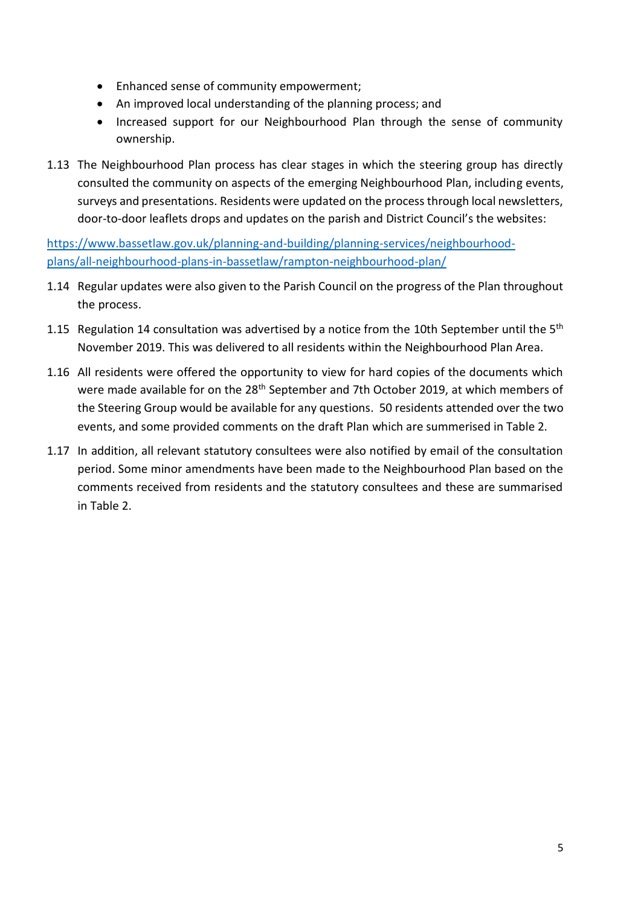- Enhanced sense of community empowerment;
- An improved local understanding of the planning process; and
- Increased support for our Neighbourhood Plan through the sense of community ownership.

1.13 The Neighbourhood Plan process has clear stages in which the steering group has directly consulted the community on aspects of the emerging Neighbourhood Plan, including events, surveys and presentations. Residents were updated on the process through local newsletters, door-to-door leaflets drops and updates on the parish and District Council's the websites:

[https://www.bassetlaw.gov.uk/planning-and-building/planning-services/neighbourhood-plans/all-neighbourhood-plans-in-bassetlaw/rampton-neighbourhood-plan/](https://www.bassetlaw.gov.uk/planning-and-building/planning-services/neighbourhood-plans/all-neighbourhood-plans-in-bassetlaw/rampton-neighbourhood-plan/)

1.14 Regular updates were also given to the Parish Council on the progress of the Plan throughout the process.

1.15 Regulation 14 consultation was advertised by a notice from the 10th September until the 5th November 2019. This was delivered to all residents within the Neighbourhood Plan Area.

1.16 All residents were offered the opportunity to view for hard copies of the documents which were made available for on the 28th September and 7th October 2019, at which members of the Steering Group would be available for any questions. 50 residents attended over the two events, and some provided comments on the draft Plan which are summerised in Table 2.

1.17 In addition, all relevant statutory consultees were also notified by email of the consultation period. Some minor amendments have been made to the Neighbourhood Plan based on the comments received from residents and the statutory consultees and these are summarised in Table 2.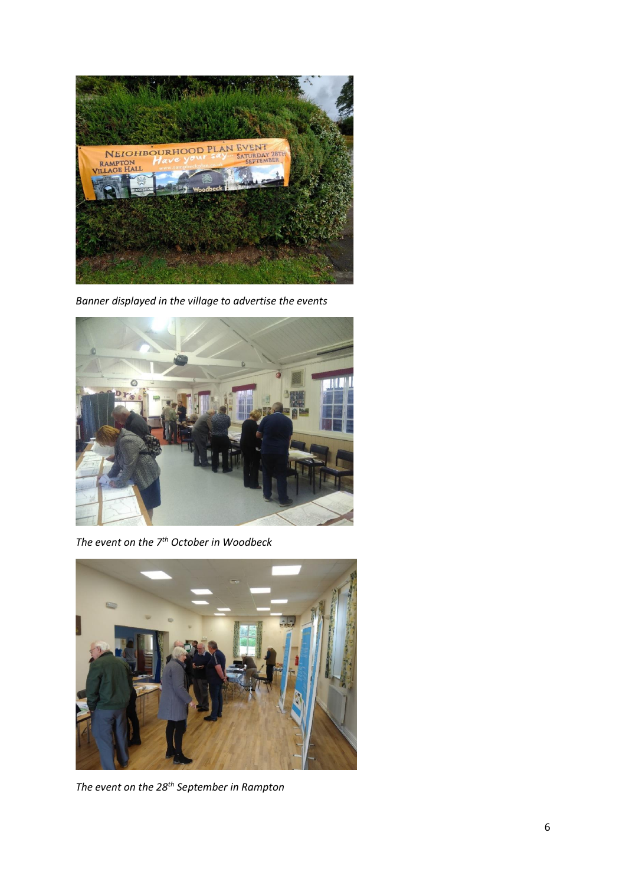*Banner displayed in the village to advertise the events*

*The event on the 7th October in Woodbeck*

*The event on the 28th September in Rampton*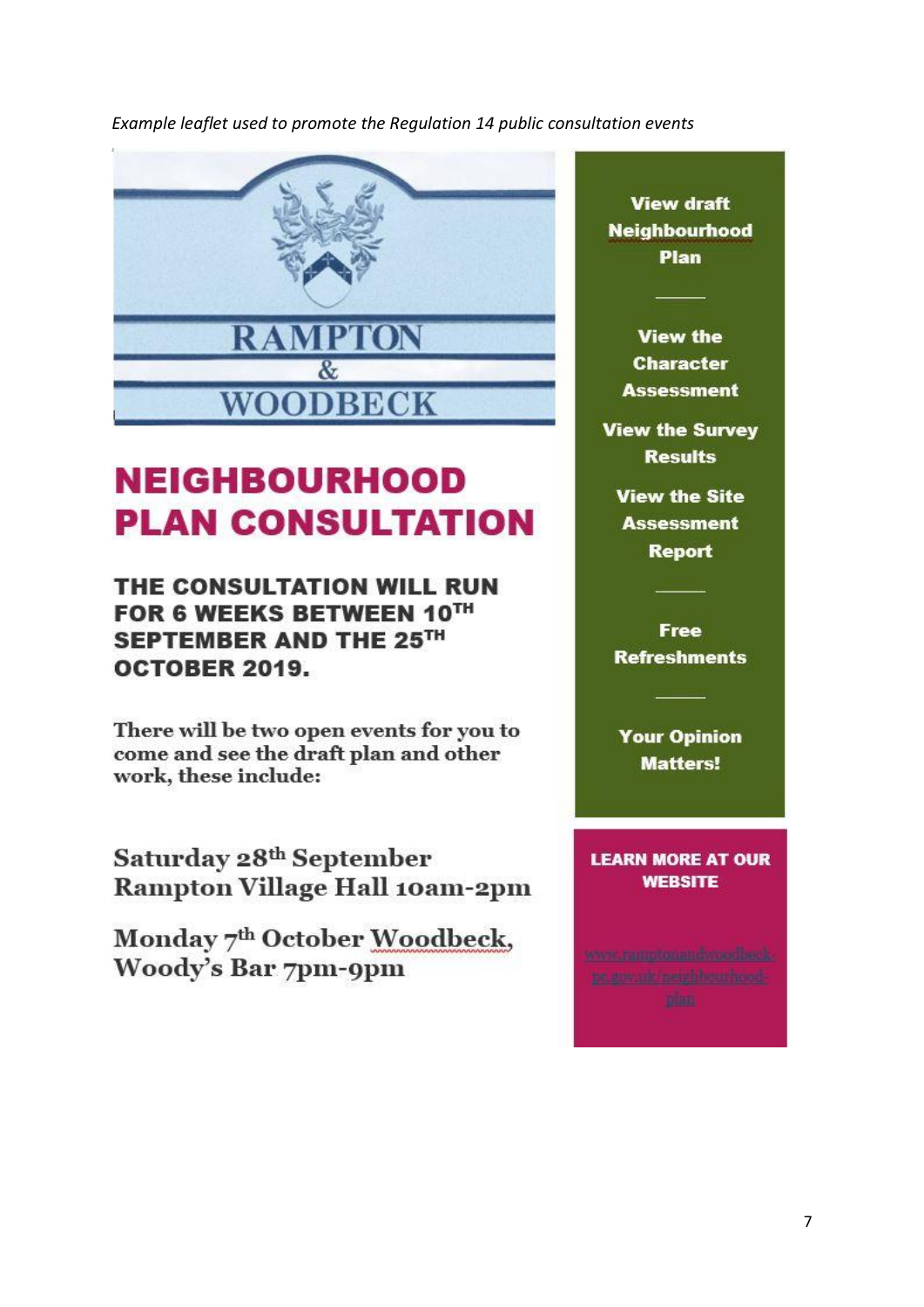*Example leaflet used to promote the Regulation 14 public consultation events*

RAMPTON & WOODBECK

# NEIGHBOURHOOD PLAN CONSULTATION

**THE CONSULTATION WILL RUN FOR 6 WEEKS BETWEEN 10TH SEPTEMBER AND THE 25TH OCTOBER 2019.**

There will be two open events for you to come and see the draft plan and other work, these include:

**Saturday 28th September Rampton Village Hall 10am-2pm**

**Monday 7th October Woodbeck, Woody's Bar 7pm-9pm**

**View draft Neighbourhood Plan**

**View the Character Assessment**

**View the Survey Results**

**View the Site Assessment Report**

**Free Refreshments**

**Your Opinion Matters!**

**LEARN MORE AT OUR WEBSITE**

www.ramptonandwoodbeck-pc.gov.uk/neighbourhood-plan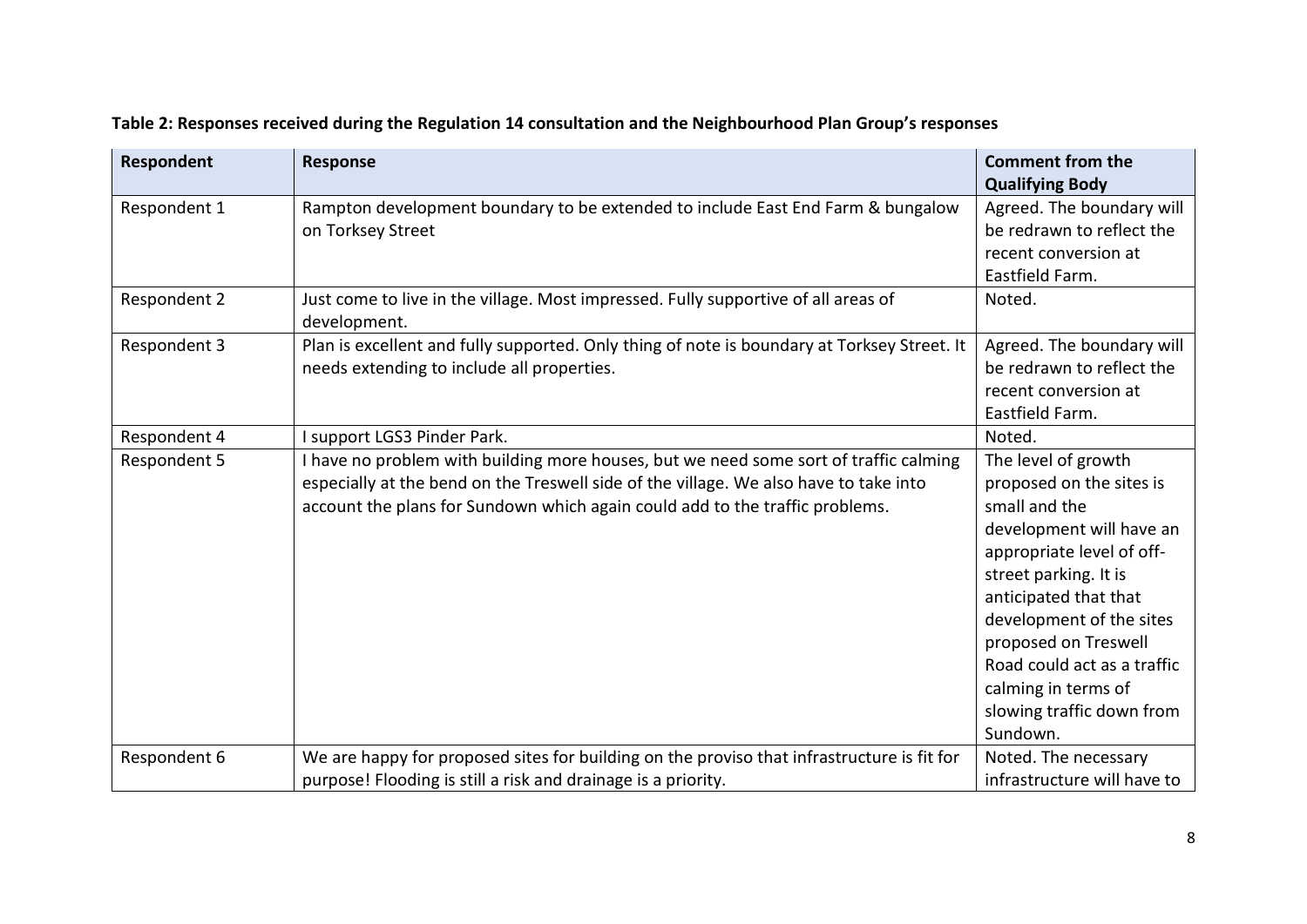**Table 2: Responses received during the Regulation 14 consultation and the Neighbourhood Plan Group's responses**

| Respondent | Response | Comment from the Qualifying Body |
|---|---|---|
| Respondent 1 | Rampton development boundary to be extended to include East End Farm & bungalow on Torksey Street | Agreed. The boundary will be redrawn to reflect the recent conversion at Eastfield Farm. |
| Respondent 2 | Just come to live in the village. Most impressed. Fully supportive of all areas of development. | Noted. |
| Respondent 3 | Plan is excellent and fully supported. Only thing of note is boundary at Torksey Street. It needs extending to include all properties. | Agreed. The boundary will be redrawn to reflect the recent conversion at Eastfield Farm. |
| Respondent 4 | I support LGS3 Pinder Park. | Noted. |
| Respondent 5 | I have no problem with building more houses, but we need some sort of traffic calming especially at the bend on the Treswell side of the village. We also have to take into account the plans for Sundown which again could add to the traffic problems. | The level of growth proposed on the sites is small and the development will have an appropriate level of off-street parking. It is anticipated that that development of the sites proposed on Treswell Road could act as a traffic calming in terms of slowing traffic down from Sundown. |
| Respondent 6 | We are happy for proposed sites for building on the proviso that infrastructure is fit for purpose! Flooding is still a risk and drainage is a priority. | Noted. The necessary infrastructure will have to |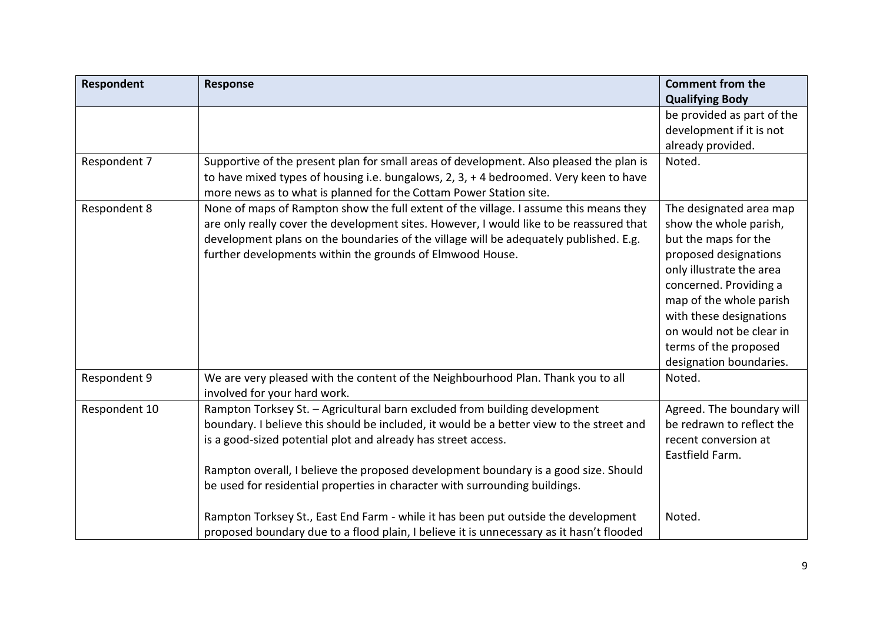| Respondent | Response | Comment from the Qualifying Body |
|---|---|---|
| | | be provided as part of the development if it is not already provided. |
| Respondent 7 | Supportive of the present plan for small areas of development. Also pleased the plan is to have mixed types of housing i.e. bungalows, 2, 3, + 4 bedroomed. Very keen to have more news as to what is planned for the Cottam Power Station site. | Noted. |
| Respondent 8 | None of maps of Rampton show the full extent of the village. I assume this means they are only really cover the development sites. However, I would like to be reassured that development plans on the boundaries of the village will be adequately published. E.g. further developments within the grounds of Elmwood House. | The designated area map show the whole parish, but the maps for the proposed designations only illustrate the area concerned. Providing a map of the whole parish with these designations on would not be clear in terms of the proposed designation boundaries. |
| Respondent 9 | We are very pleased with the content of the Neighbourhood Plan. Thank you to all involved for your hard work. | Noted. |
| Respondent 10 | Rampton Torksey St. – Agricultural barn excluded from building development boundary. I believe this should be included, it would be a better view to the street and is a good-sized potential plot and already has street access.<br><br>Rampton overall, I believe the proposed development boundary is a good size. Should be used for residential properties in character with surrounding buildings.<br><br>Rampton Torksey St., East End Farm - while it has been put outside the development proposed boundary due to a flood plain, I believe it is unnecessary as it hasn't flooded | Agreed. The boundary will be redrawn to reflect the recent conversion at Eastfield Farm.<br><br><br><br><br><br>Noted. |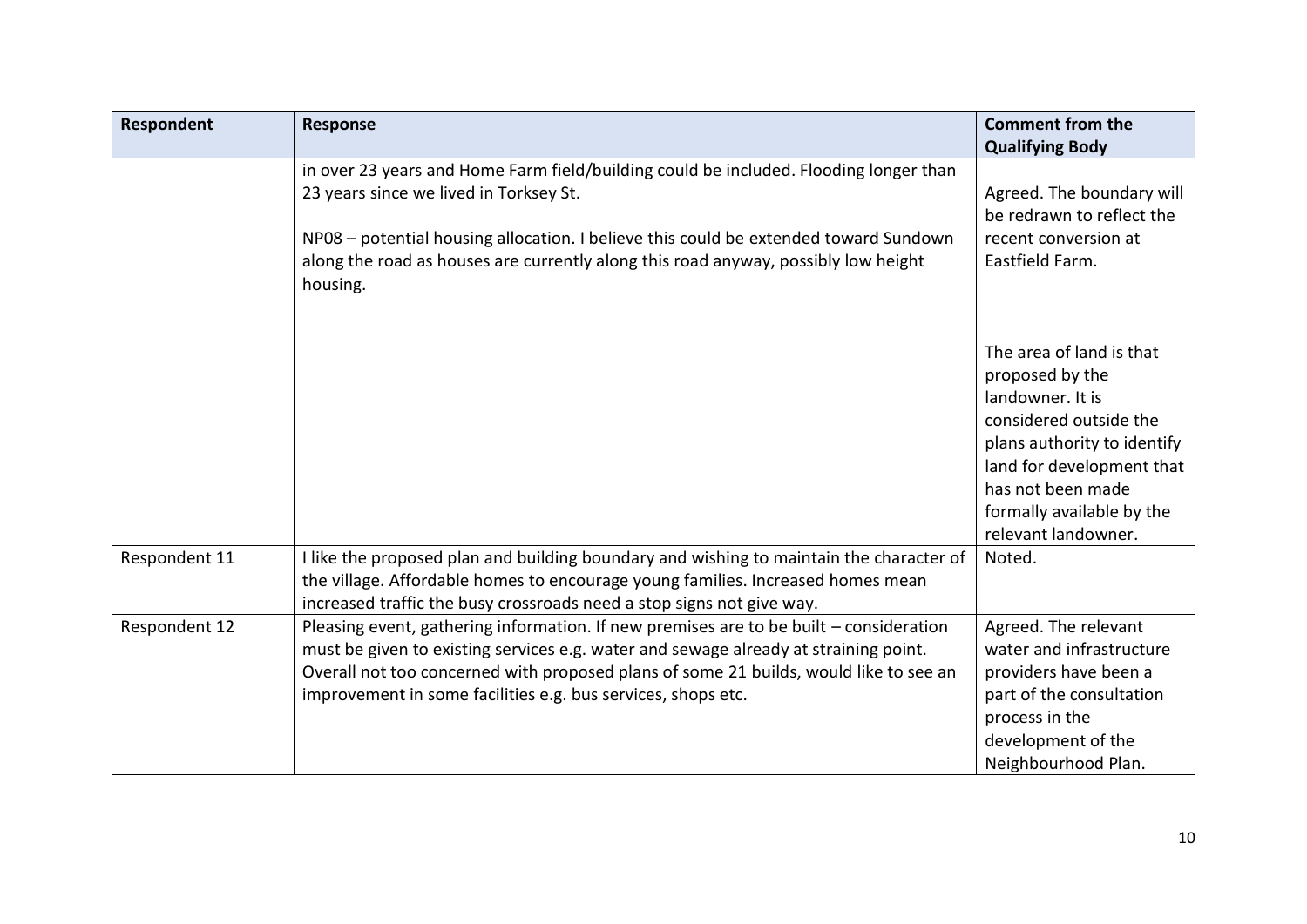| Respondent | Response | Comment from the Qualifying Body |
|---|---|---|
| | in over 23 years and Home Farm field/building could be included. Flooding longer than 23 years since we lived in Torksey St.<br><br>NP08 – potential housing allocation. I believe this could be extended toward Sundown along the road as houses are currently along this road anyway, possibly low height housing. | Agreed. The boundary will be redrawn to reflect the recent conversion at Eastfield Farm.<br><br>The area of land is that proposed by the landowner. It is considered outside the plans authority to identify land for development that has not been made formally available by the relevant landowner. |
| Respondent 11 | I like the proposed plan and building boundary and wishing to maintain the character of the village. Affordable homes to encourage young families. Increased homes mean increased traffic the busy crossroads need a stop signs not give way. | Noted. |
| Respondent 12 | Pleasing event, gathering information. If new premises are to be built – consideration must be given to existing services e.g. water and sewage already at straining point. Overall not too concerned with proposed plans of some 21 builds, would like to see an improvement in some facilities e.g. bus services, shops etc. | Agreed. The relevant water and infrastructure providers have been a part of the consultation process in the development of the Neighbourhood Plan. |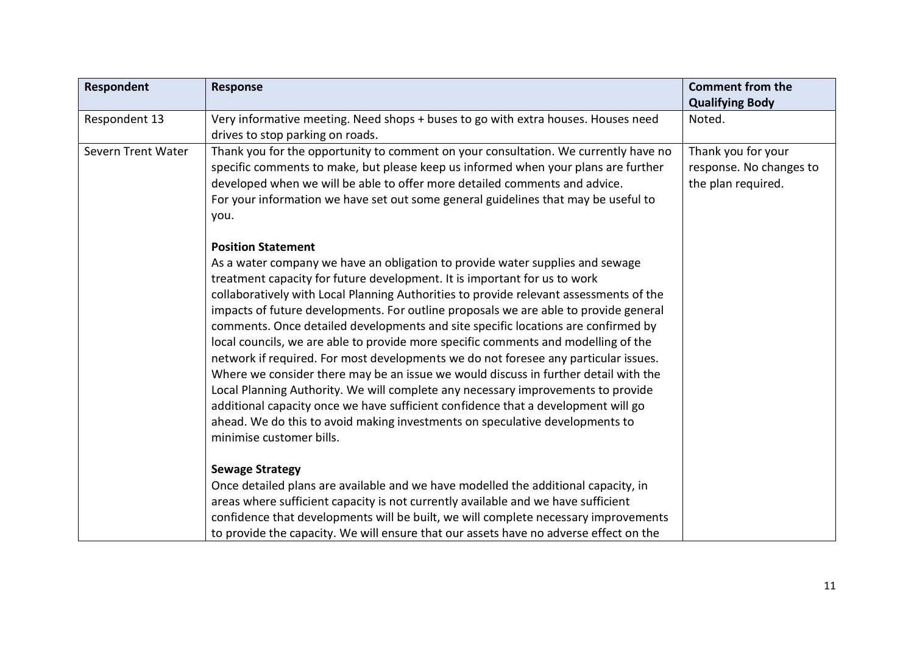| Respondent | Response | Comment from the Qualifying Body |
|---|---|---|
| Respondent 13 | Very informative meeting. Need shops + buses to go with extra houses. Houses need drives to stop parking on roads. | Noted. |
| Severn Trent Water | Thank you for the opportunity to comment on your consultation. We currently have no specific comments to make, but please keep us informed when your plans are further developed when we will be able to offer more detailed comments and advice.<br>For your information we have set out some general guidelines that may be useful to you.<br><br>**Position Statement**<br>As a water company we have an obligation to provide water supplies and sewage treatment capacity for future development. It is important for us to work collaboratively with Local Planning Authorities to provide relevant assessments of the impacts of future developments. For outline proposals we are able to provide general comments. Once detailed developments and site specific locations are confirmed by local councils, we are able to provide more specific comments and modelling of the network if required. For most developments we do not foresee any particular issues. Where we consider there may be an issue we would discuss in further detail with the Local Planning Authority. We will complete any necessary improvements to provide additional capacity once we have sufficient confidence that a development will go ahead. We do this to avoid making investments on speculative developments to minimise customer bills.<br><br>**Sewage Strategy**<br>Once detailed plans are available and we have modelled the additional capacity, in areas where sufficient capacity is not currently available and we have sufficient confidence that developments will be built, we will complete necessary improvements to provide the capacity. We will ensure that our assets have no adverse effect on the | Thank you for your response. No changes to the plan required. |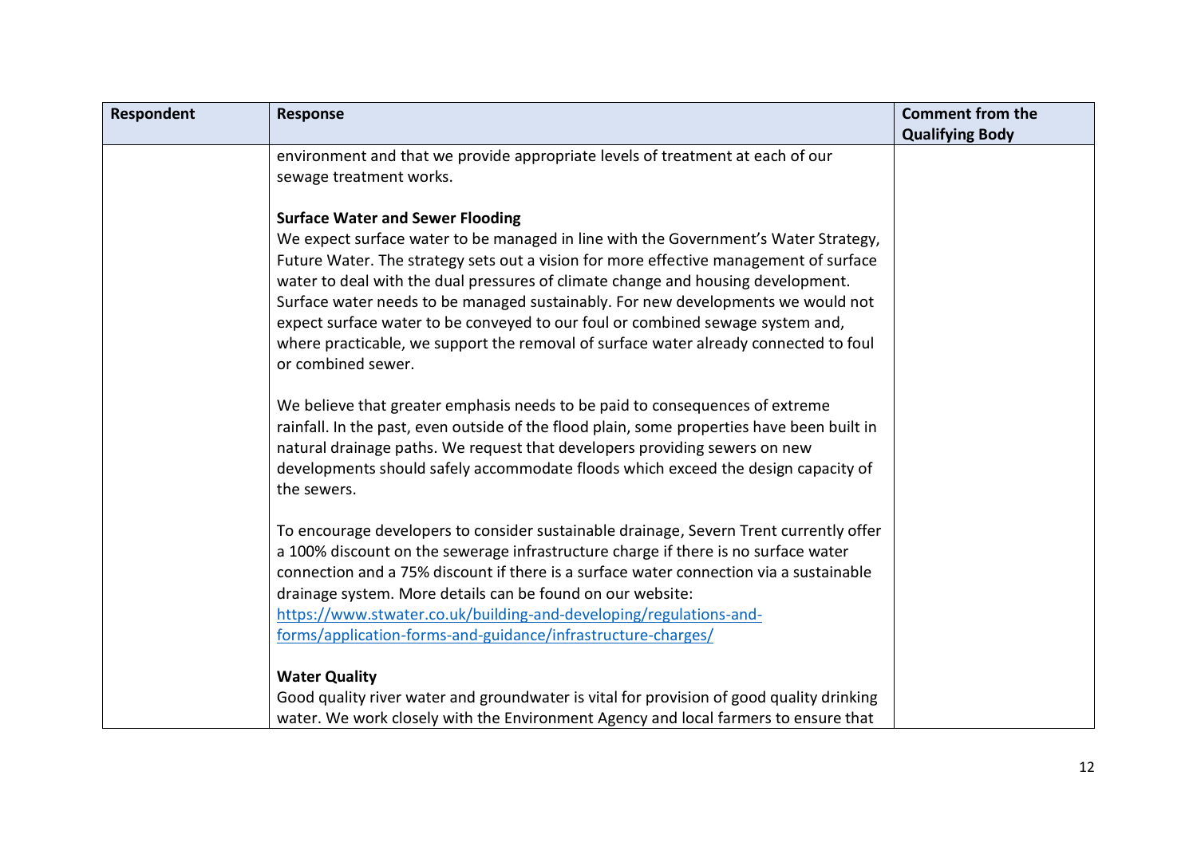| Respondent | Response | Comment from the Qualifying Body |
|---|---|---|
| | environment and that we provide appropriate levels of treatment at each of our sewage treatment works.<br><br>**Surface Water and Sewer Flooding**<br>We expect surface water to be managed in line with the Government's Water Strategy, Future Water. The strategy sets out a vision for more effective management of surface water to deal with the dual pressures of climate change and housing development. Surface water needs to be managed sustainably. For new developments we would not expect surface water to be conveyed to our foul or combined sewage system and, where practicable, we support the removal of surface water already connected to foul or combined sewer.<br><br>We believe that greater emphasis needs to be paid to consequences of extreme rainfall. In the past, even outside of the flood plain, some properties have been built in natural drainage paths. We request that developers providing sewers on new developments should safely accommodate floods which exceed the design capacity of the sewers.<br><br>To encourage developers to consider sustainable drainage, Severn Trent currently offer a 100% discount on the sewerage infrastructure charge if there is no surface water connection and a 75% discount if there is a surface water connection via a sustainable drainage system. More details can be found on our website: https://www.stwater.co.uk/building-and-developing/regulations-and-forms/application-forms-and-guidance/infrastructure-charges/<br><br>**Water Quality**<br>Good quality river water and groundwater is vital for provision of good quality drinking water. We work closely with the Environment Agency and local farmers to ensure that | |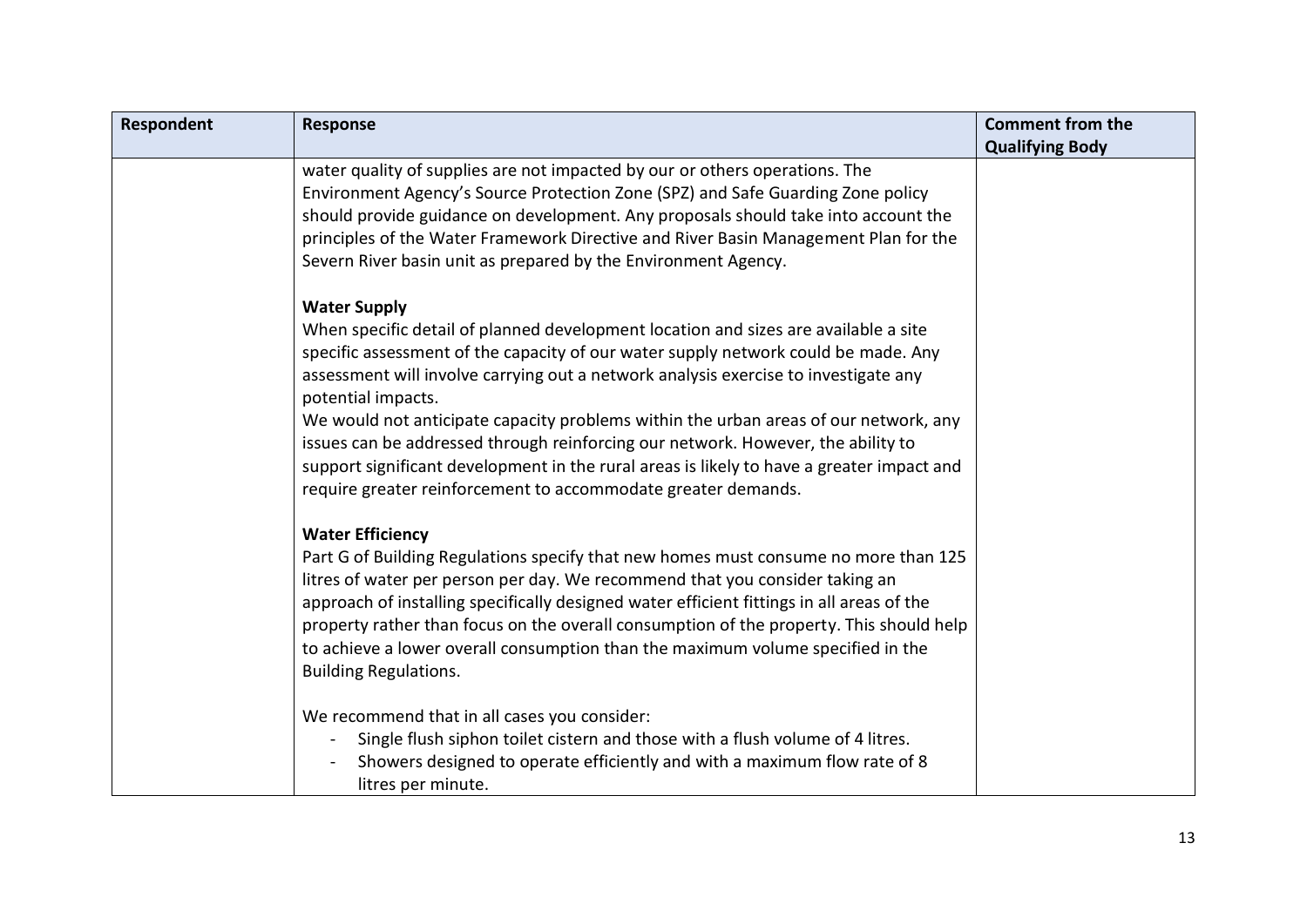| Respondent | Response | Comment from the Qualifying Body |
|---|---|---|
| | water quality of supplies are not impacted by our or others operations. The Environment Agency's Source Protection Zone (SPZ) and Safe Guarding Zone policy should provide guidance on development. Any proposals should take into account the principles of the Water Framework Directive and River Basin Management Plan for the Severn River basin unit as prepared by the Environment Agency.<br><br>**Water Supply**<br>When specific detail of planned development location and sizes are available a site specific assessment of the capacity of our water supply network could be made. Any assessment will involve carrying out a network analysis exercise to investigate any potential impacts.<br>We would not anticipate capacity problems within the urban areas of our network, any issues can be addressed through reinforcing our network. However, the ability to support significant development in the rural areas is likely to have a greater impact and require greater reinforcement to accommodate greater demands.<br><br>**Water Efficiency**<br>Part G of Building Regulations specify that new homes must consume no more than 125 litres of water per person per day. We recommend that you consider taking an approach of installing specifically designed water efficient fittings in all areas of the property rather than focus on the overall consumption of the property. This should help to achieve a lower overall consumption than the maximum volume specified in the Building Regulations.<br><br>We recommend that in all cases you consider:<br>- Single flush siphon toilet cistern and those with a flush volume of 4 litres.<br>- Showers designed to operate efficiently and with a maximum flow rate of 8 litres per minute. | |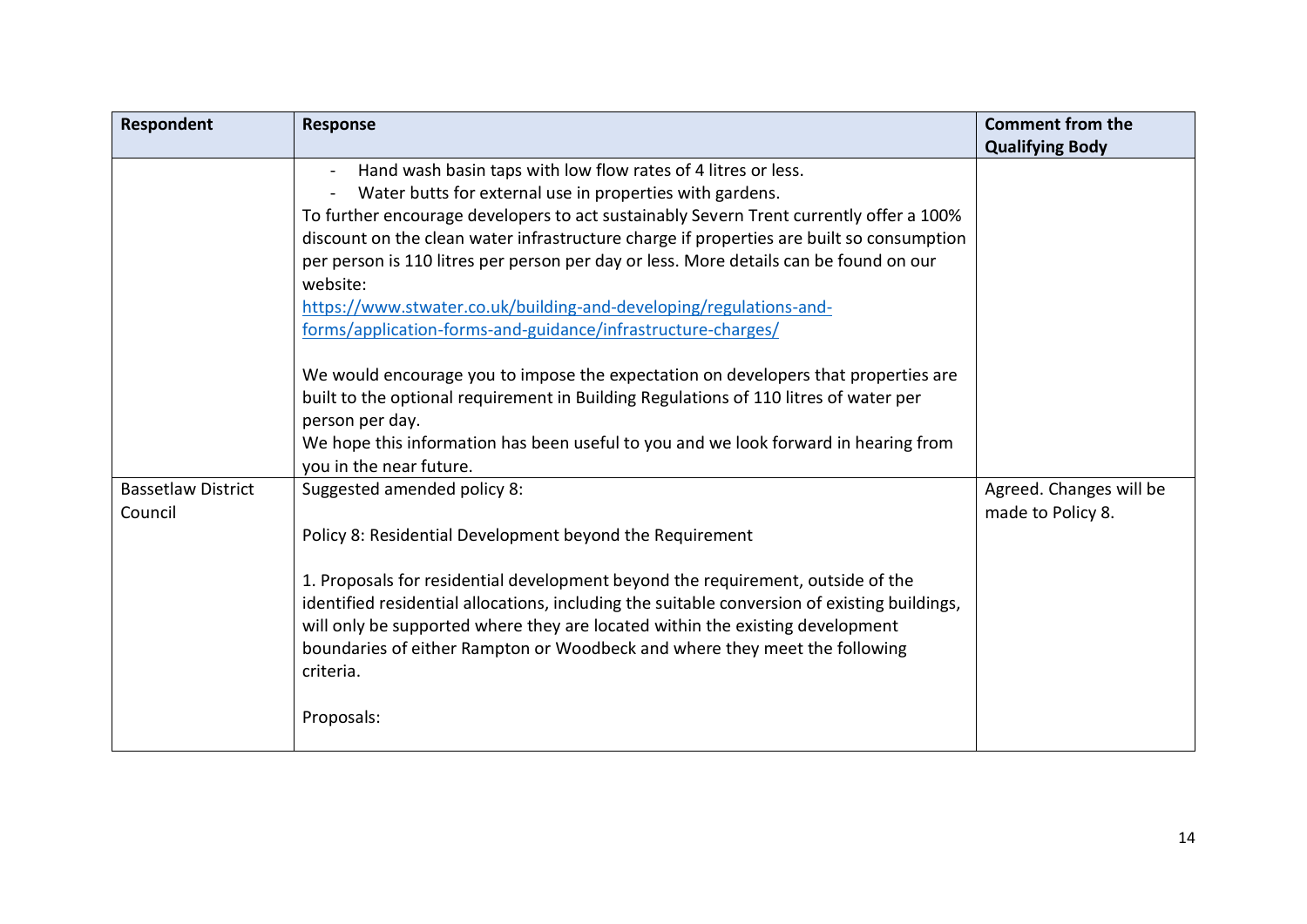| Respondent | Response | Comment from the Qualifying Body |
|---|---|---|
| | - Hand wash basin taps with low flow rates of 4 litres or less.<br>- Water butts for external use in properties with gardens.<br>To further encourage developers to act sustainably Severn Trent currently offer a 100% discount on the clean water infrastructure charge if properties are built so consumption per person is 110 litres per person per day or less. More details can be found on our website:<br>https://www.stwater.co.uk/building-and-developing/regulations-and-forms/application-forms-and-guidance/infrastructure-charges/<br><br>We would encourage you to impose the expectation on developers that properties are built to the optional requirement in Building Regulations of 110 litres of water per person per day.<br>We hope this information has been useful to you and we look forward in hearing from you in the near future. | |
| Bassetlaw District Council | Suggested amended policy 8:<br><br>Policy 8: Residential Development beyond the Requirement<br><br>1. Proposals for residential development beyond the requirement, outside of the identified residential allocations, including the suitable conversion of existing buildings, will only be supported where they are located within the existing development boundaries of either Rampton or Woodbeck and where they meet the following criteria.<br><br>Proposals: | Agreed. Changes will be made to Policy 8. |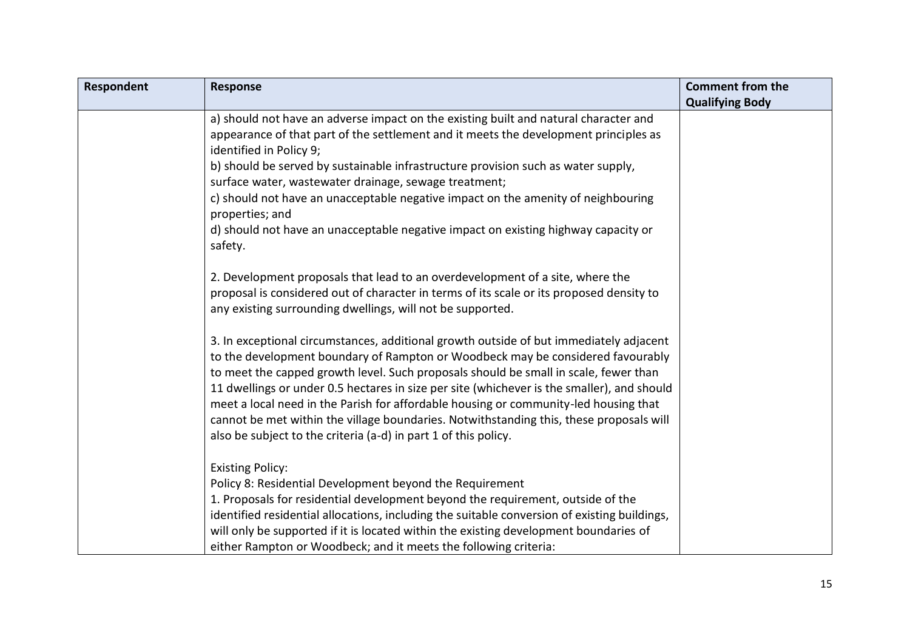| Respondent | Response | Comment from the Qualifying Body |
|---|---|---|
| | a) should not have an adverse impact on the existing built and natural character and appearance of that part of the settlement and it meets the development principles as identified in Policy 9;<br>b) should be served by sustainable infrastructure provision such as water supply, surface water, wastewater drainage, sewage treatment;<br>c) should not have an unacceptable negative impact on the amenity of neighbouring properties; and<br>d) should not have an unacceptable negative impact on existing highway capacity or safety.<br><br>2. Development proposals that lead to an overdevelopment of a site, where the proposal is considered out of character in terms of its scale or its proposed density to any existing surrounding dwellings, will not be supported.<br><br>3. In exceptional circumstances, additional growth outside of but immediately adjacent to the development boundary of Rampton or Woodbeck may be considered favourably to meet the capped growth level. Such proposals should be small in scale, fewer than 11 dwellings or under 0.5 hectares in size per site (whichever is the smaller), and should meet a local need in the Parish for affordable housing or community-led housing that cannot be met within the village boundaries. Notwithstanding this, these proposals will also be subject to the criteria (a-d) in part 1 of this policy.<br><br>Existing Policy:<br>Policy 8: Residential Development beyond the Requirement<br>1. Proposals for residential development beyond the requirement, outside of the identified residential allocations, including the suitable conversion of existing buildings, will only be supported if it is located within the existing development boundaries of either Rampton or Woodbeck; and it meets the following criteria: | |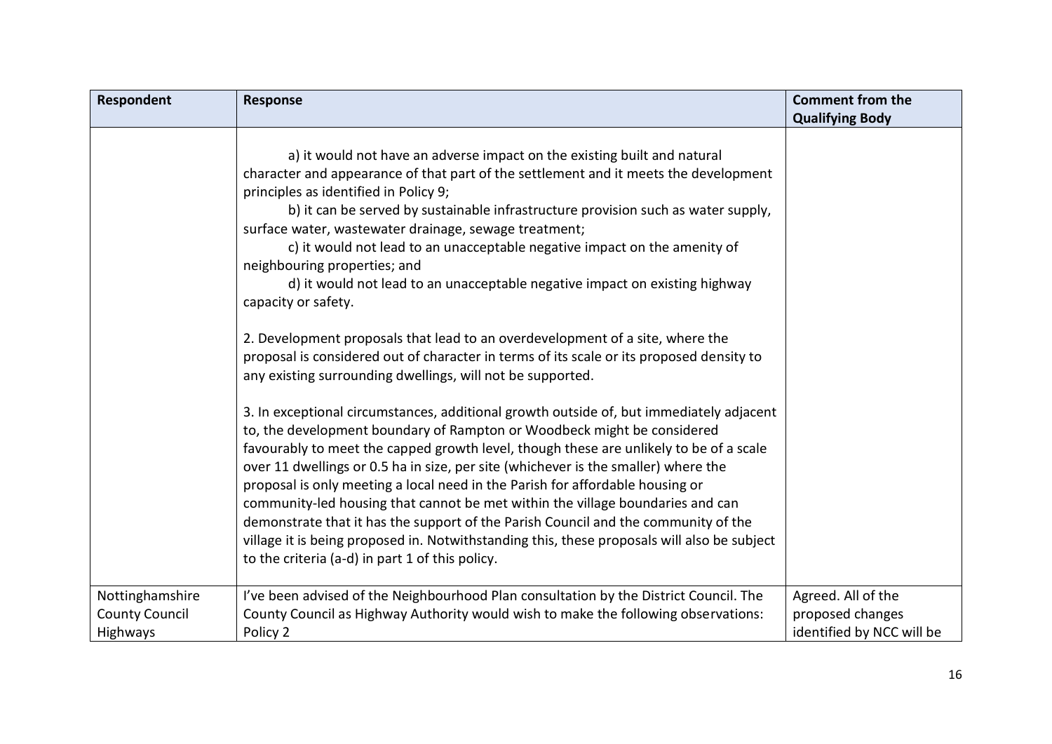| Respondent | Response | Comment from the Qualifying Body |
|---|---|---|
| | a) it would not have an adverse impact on the existing built and natural character and appearance of that part of the settlement and it meets the development principles as identified in Policy 9;<br>b) it can be served by sustainable infrastructure provision such as water supply, surface water, wastewater drainage, sewage treatment;<br>c) it would not lead to an unacceptable negative impact on the amenity of neighbouring properties; and<br>d) it would not lead to an unacceptable negative impact on existing highway capacity or safety.<br><br>2. Development proposals that lead to an overdevelopment of a site, where the proposal is considered out of character in terms of its scale or its proposed density to any existing surrounding dwellings, will not be supported.<br><br>3. In exceptional circumstances, additional growth outside of, but immediately adjacent to, the development boundary of Rampton or Woodbeck might be considered favourably to meet the capped growth level, though these are unlikely to be of a scale over 11 dwellings or 0.5 ha in size, per site (whichever is the smaller) where the proposal is only meeting a local need in the Parish for affordable housing or community-led housing that cannot be met within the village boundaries and can demonstrate that it has the support of the Parish Council and the community of the village it is being proposed in. Notwithstanding this, these proposals will also be subject to the criteria (a-d) in part 1 of this policy. | |
| Nottinghamshire County Council Highways | I've been advised of the Neighbourhood Plan consultation by the District Council. The County Council as Highway Authority would wish to make the following observations:<br>Policy 2 | Agreed. All of the proposed changes identified by NCC will be |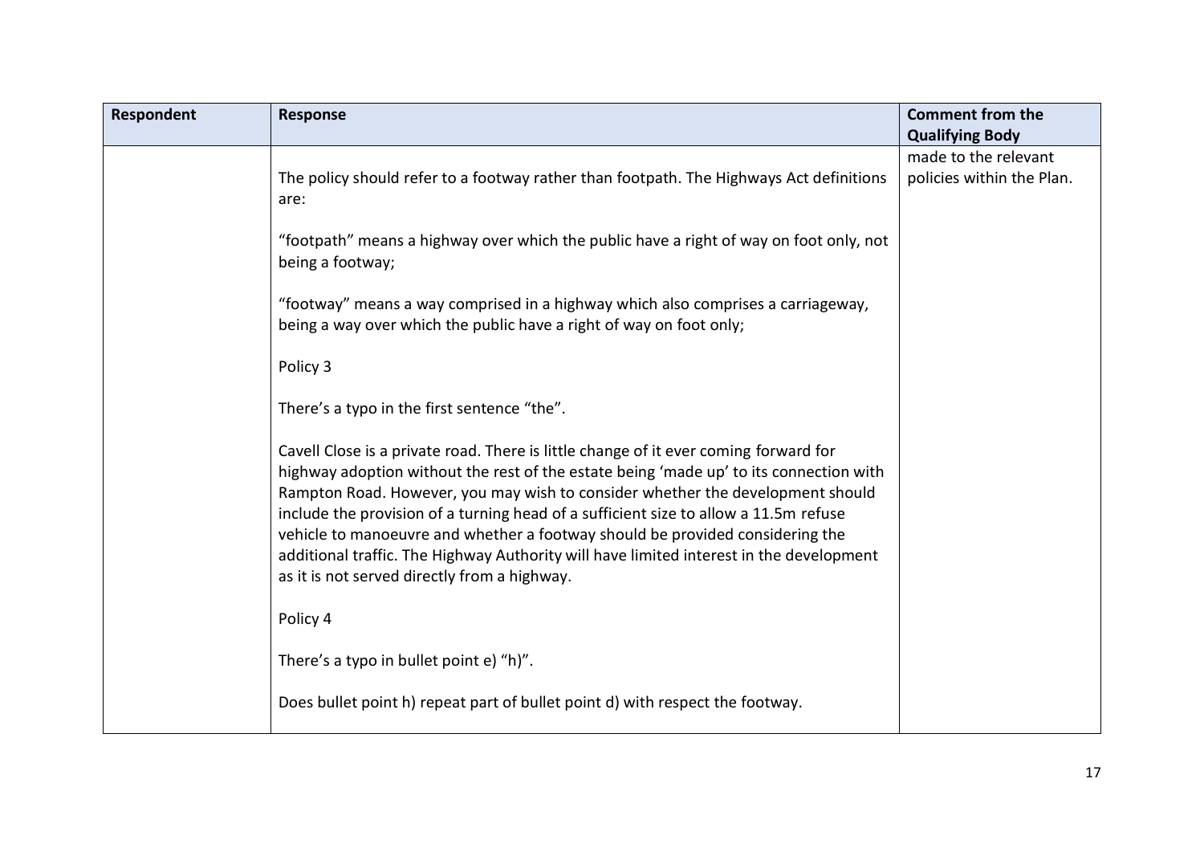| Respondent | Response | Comment from the Qualifying Body |
|---|---|---|
| | The policy should refer to a footway rather than footpath. The Highways Act definitions are:<br><br>"footpath" means a highway over which the public have a right of way on foot only, not being a footway;<br><br>"footway" means a way comprised in a highway which also comprises a carriageway, being a way over which the public have a right of way on foot only;<br><br>Policy 3<br><br>There's a typo in the first sentence "the".<br><br>Cavell Close is a private road. There is little change of it ever coming forward for highway adoption without the rest of the estate being 'made up' to its connection with Rampton Road. However, you may wish to consider whether the development should include the provision of a turning head of a sufficient size to allow a 11.5m refuse vehicle to manoeuvre and whether a footway should be provided considering the additional traffic. The Highway Authority will have limited interest in the development as it is not served directly from a highway.<br><br>Policy 4<br><br>There's a typo in bullet point e) "h)".<br><br>Does bullet point h) repeat part of bullet point d) with respect the footway. | made to the relevant policies within the Plan. |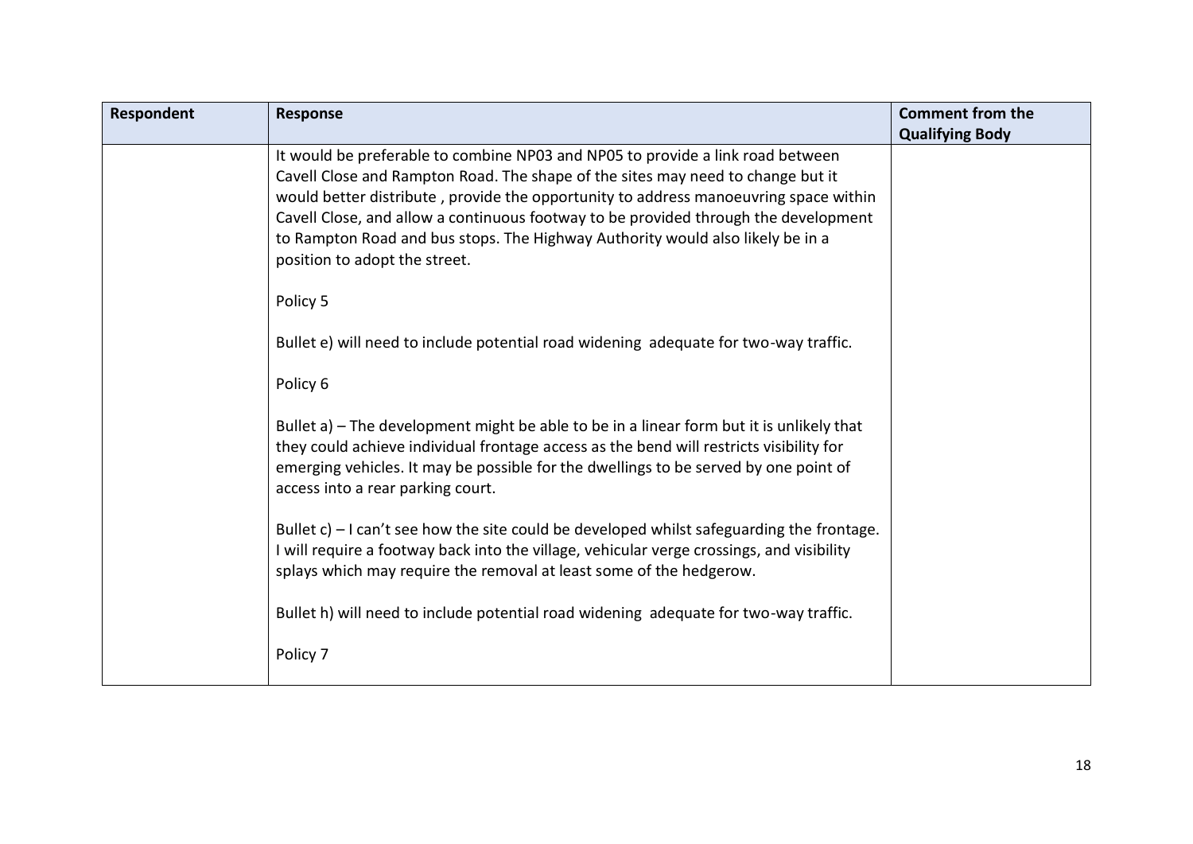| Respondent | Response | Comment from the Qualifying Body |
|---|---|---|
| | It would be preferable to combine NP03 and NP05 to provide a link road between Cavell Close and Rampton Road. The shape of the sites may need to change but it would better distribute , provide the opportunity to address manoeuvring space within Cavell Close, and allow a continuous footway to be provided through the development to Rampton Road and bus stops. The Highway Authority would also likely be in a position to adopt the street.<br><br>Policy 5<br><br>Bullet e) will need to include potential road widening adequate for two-way traffic.<br><br>Policy 6<br><br>Bullet a) – The development might be able to be in a linear form but it is unlikely that they could achieve individual frontage access as the bend will restricts visibility for emerging vehicles. It may be possible for the dwellings to be served by one point of access into a rear parking court.<br><br>Bullet c) – I can't see how the site could be developed whilst safeguarding the frontage. I will require a footway back into the village, vehicular verge crossings, and visibility splays which may require the removal at least some of the hedgerow.<br><br>Bullet h) will need to include potential road widening adequate for two-way traffic.<br><br>Policy 7 | |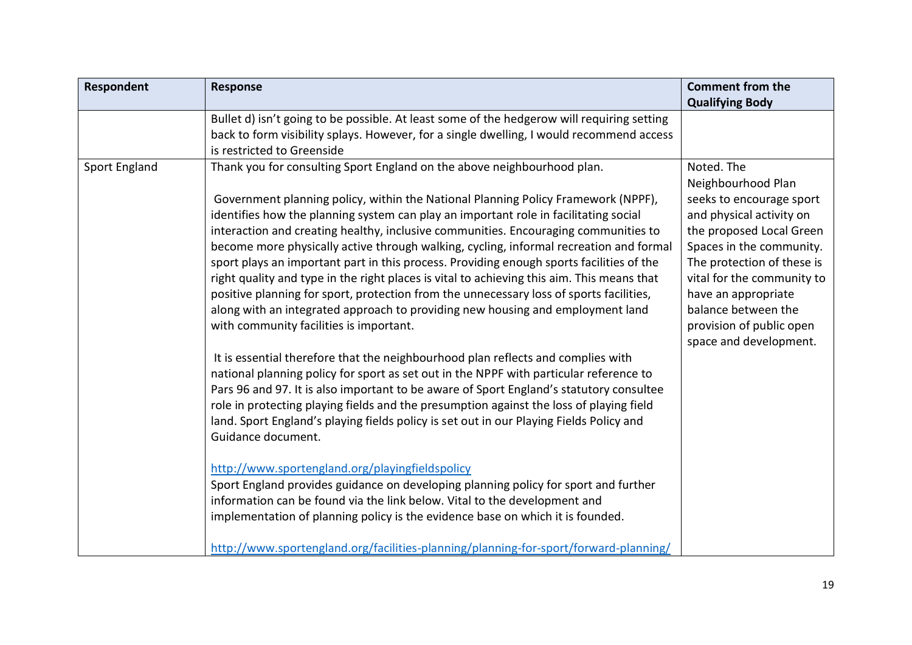| Respondent | Response | Comment from the Qualifying Body |
|---|---|---|
| | Bullet d) isn't going to be possible. At least some of the hedgerow will requiring setting back to form visibility splays. However, for a single dwelling, I would recommend access is restricted to Greenside | |
| Sport England | Thank you for consulting Sport England on the above neighbourhood plan.<br><br>Government planning policy, within the National Planning Policy Framework (NPPF), identifies how the planning system can play an important role in facilitating social interaction and creating healthy, inclusive communities. Encouraging communities to become more physically active through walking, cycling, informal recreation and formal sport plays an important part in this process. Providing enough sports facilities of the right quality and type in the right places is vital to achieving this aim. This means that positive planning for sport, protection from the unnecessary loss of sports facilities, along with an integrated approach to providing new housing and employment land with community facilities is important.<br><br>It is essential therefore that the neighbourhood plan reflects and complies with national planning policy for sport as set out in the NPPF with particular reference to Pars 96 and 97. It is also important to be aware of Sport England's statutory consultee role in protecting playing fields and the presumption against the loss of playing field land. Sport England's playing fields policy is set out in our Playing Fields Policy and Guidance document.<br><br>http://www.sportengland.org/playingfieldspolicy<br>Sport England provides guidance on developing planning policy for sport and further information can be found via the link below. Vital to the development and implementation of planning policy is the evidence base on which it is founded.<br><br>http://www.sportengland.org/facilities-planning/planning-for-sport/forward-planning/ | Noted. The Neighbourhood Plan seeks to encourage sport and physical activity on the proposed Local Green Spaces in the community. The protection of these is vital for the community to have an appropriate balance between the provision of public open space and development. |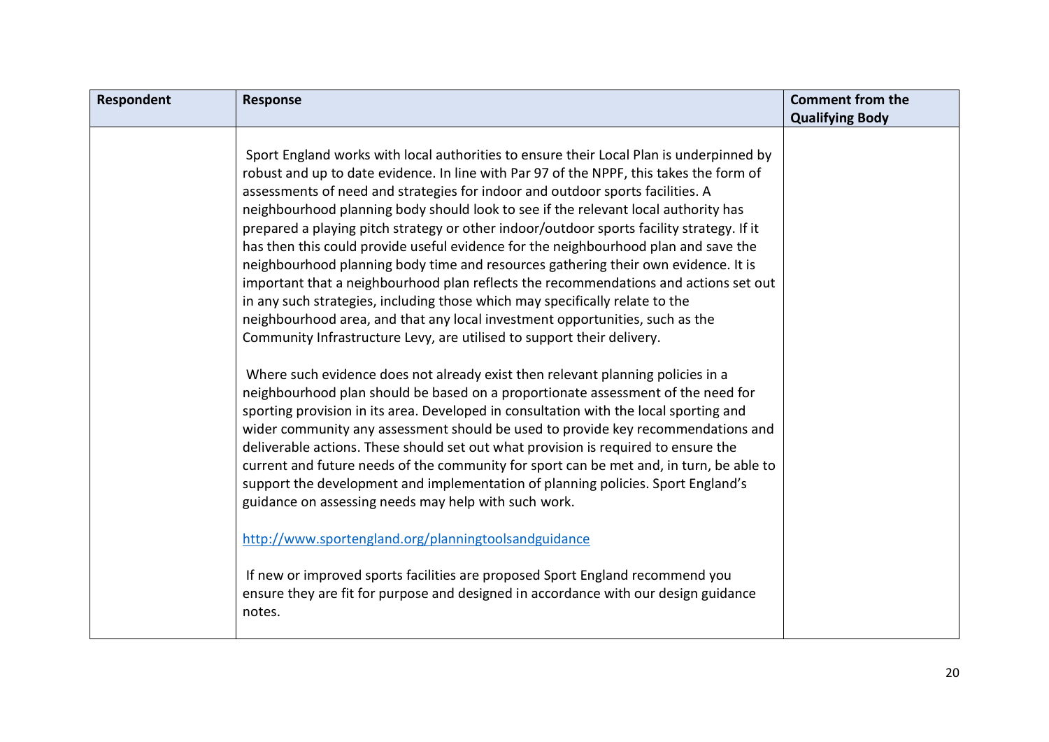| Respondent | Response | Comment from the Qualifying Body |
|---|---|---|
| | Sport England works with local authorities to ensure their Local Plan is underpinned by robust and up to date evidence. In line with Par 97 of the NPPF, this takes the form of assessments of need and strategies for indoor and outdoor sports facilities. A neighbourhood planning body should look to see if the relevant local authority has prepared a playing pitch strategy or other indoor/outdoor sports facility strategy. If it has then this could provide useful evidence for the neighbourhood plan and save the neighbourhood planning body time and resources gathering their own evidence. It is important that a neighbourhood plan reflects the recommendations and actions set out in any such strategies, including those which may specifically relate to the neighbourhood area, and that any local investment opportunities, such as the Community Infrastructure Levy, are utilised to support their delivery.<br><br>Where such evidence does not already exist then relevant planning policies in a neighbourhood plan should be based on a proportionate assessment of the need for sporting provision in its area. Developed in consultation with the local sporting and wider community any assessment should be used to provide key recommendations and deliverable actions. These should set out what provision is required to ensure the current and future needs of the community for sport can be met and, in turn, be able to support the development and implementation of planning policies. Sport England's guidance on assessing needs may help with such work.<br><br>http://www.sportengland.org/planningtoolsandguidance<br><br>If new or improved sports facilities are proposed Sport England recommend you ensure they are fit for purpose and designed in accordance with our design guidance notes. | |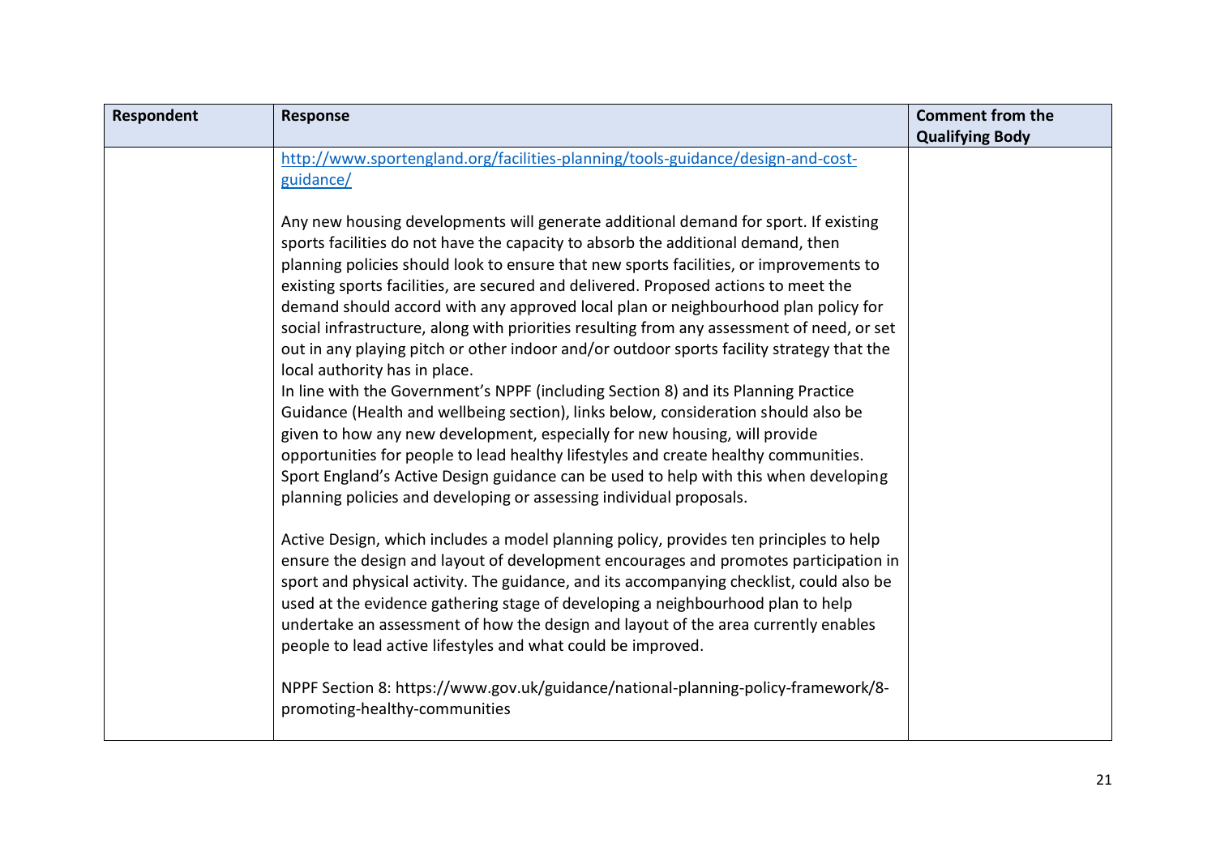| Respondent | Response | Comment from the Qualifying Body |
|---|---|---|
| | http://www.sportengland.org/facilities-planning/tools-guidance/design-and-cost-guidance/<br><br>Any new housing developments will generate additional demand for sport. If existing sports facilities do not have the capacity to absorb the additional demand, then planning policies should look to ensure that new sports facilities, or improvements to existing sports facilities, are secured and delivered. Proposed actions to meet the demand should accord with any approved local plan or neighbourhood plan policy for social infrastructure, along with priorities resulting from any assessment of need, or set out in any playing pitch or other indoor and/or outdoor sports facility strategy that the local authority has in place.<br>In line with the Government's NPPF (including Section 8) and its Planning Practice Guidance (Health and wellbeing section), links below, consideration should also be given to how any new development, especially for new housing, will provide opportunities for people to lead healthy lifestyles and create healthy communities. Sport England's Active Design guidance can be used to help with this when developing planning policies and developing or assessing individual proposals.<br><br>Active Design, which includes a model planning policy, provides ten principles to help ensure the design and layout of development encourages and promotes participation in sport and physical activity. The guidance, and its accompanying checklist, could also be used at the evidence gathering stage of developing a neighbourhood plan to help undertake an assessment of how the design and layout of the area currently enables people to lead active lifestyles and what could be improved.<br><br>NPPF Section 8: https://www.gov.uk/guidance/national-planning-policy-framework/8-promoting-healthy-communities | |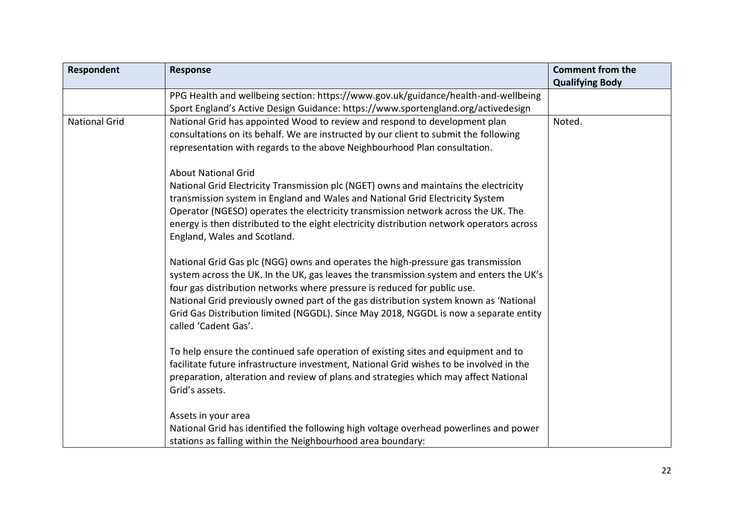| Respondent | Response | Comment from the Qualifying Body |
|---|---|---|
| | PPG Health and wellbeing section: https://www.gov.uk/guidance/health-and-wellbeing<br>Sport England's Active Design Guidance: https://www.sportengland.org/activedesign | |
| National Grid | National Grid has appointed Wood to review and respond to development plan consultations on its behalf. We are instructed by our client to submit the following representation with regards to the above Neighbourhood Plan consultation.<br><br>About National Grid<br>National Grid Electricity Transmission plc (NGET) owns and maintains the electricity transmission system in England and Wales and National Grid Electricity System Operator (NGESO) operates the electricity transmission network across the UK. The energy is then distributed to the eight electricity distribution network operators across England, Wales and Scotland.<br><br>National Grid Gas plc (NGG) owns and operates the high-pressure gas transmission system across the UK. In the UK, gas leaves the transmission system and enters the UK's four gas distribution networks where pressure is reduced for public use.<br>National Grid previously owned part of the gas distribution system known as 'National Grid Gas Distribution limited (NGGDL). Since May 2018, NGGDL is now a separate entity called 'Cadent Gas'.<br><br>To help ensure the continued safe operation of existing sites and equipment and to facilitate future infrastructure investment, National Grid wishes to be involved in the preparation, alteration and review of plans and strategies which may affect National Grid's assets.<br><br>Assets in your area<br>National Grid has identified the following high voltage overhead powerlines and power stations as falling within the Neighbourhood area boundary: | Noted. |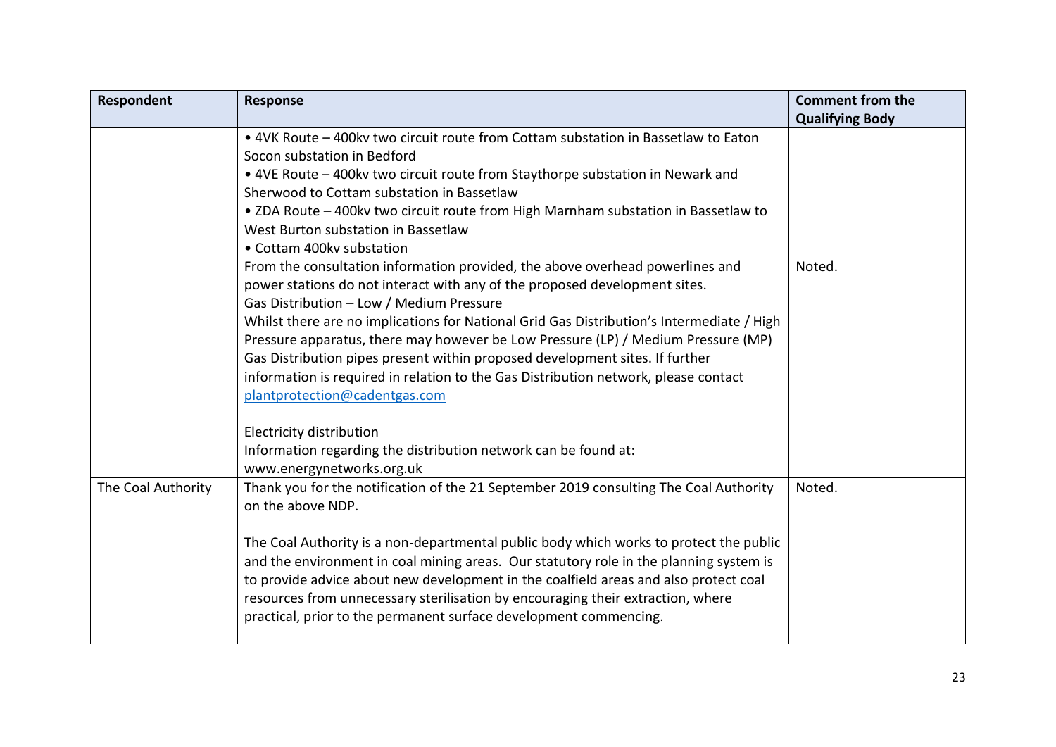| Respondent | Response | Comment from the Qualifying Body |
|---|---|---|
| | • 4VK Route – 400kv two circuit route from Cottam substation in Bassetlaw to Eaton Socon substation in Bedford<br>• 4VE Route – 400kv two circuit route from Staythorpe substation in Newark and Sherwood to Cottam substation in Bassetlaw<br>• ZDA Route – 400kv two circuit route from High Marnham substation in Bassetlaw to West Burton substation in Bassetlaw<br>• Cottam 400kv substation<br>From the consultation information provided, the above overhead powerlines and power stations do not interact with any of the proposed development sites.<br>Gas Distribution – Low / Medium Pressure<br>Whilst there are no implications for National Grid Gas Distribution's Intermediate / High Pressure apparatus, there may however be Low Pressure (LP) / Medium Pressure (MP) Gas Distribution pipes present within proposed development sites. If further information is required in relation to the Gas Distribution network, please contact plantprotection@cadentgas.com<br><br>Electricity distribution<br>Information regarding the distribution network can be found at: www.energynetworks.org.uk | Noted. |
| The Coal Authority | Thank you for the notification of the 21 September 2019 consulting The Coal Authority on the above NDP.<br><br>The Coal Authority is a non-departmental public body which works to protect the public and the environment in coal mining areas. Our statutory role in the planning system is to provide advice about new development in the coalfield areas and also protect coal resources from unnecessary sterilisation by encouraging their extraction, where practical, prior to the permanent surface development commencing. | Noted. |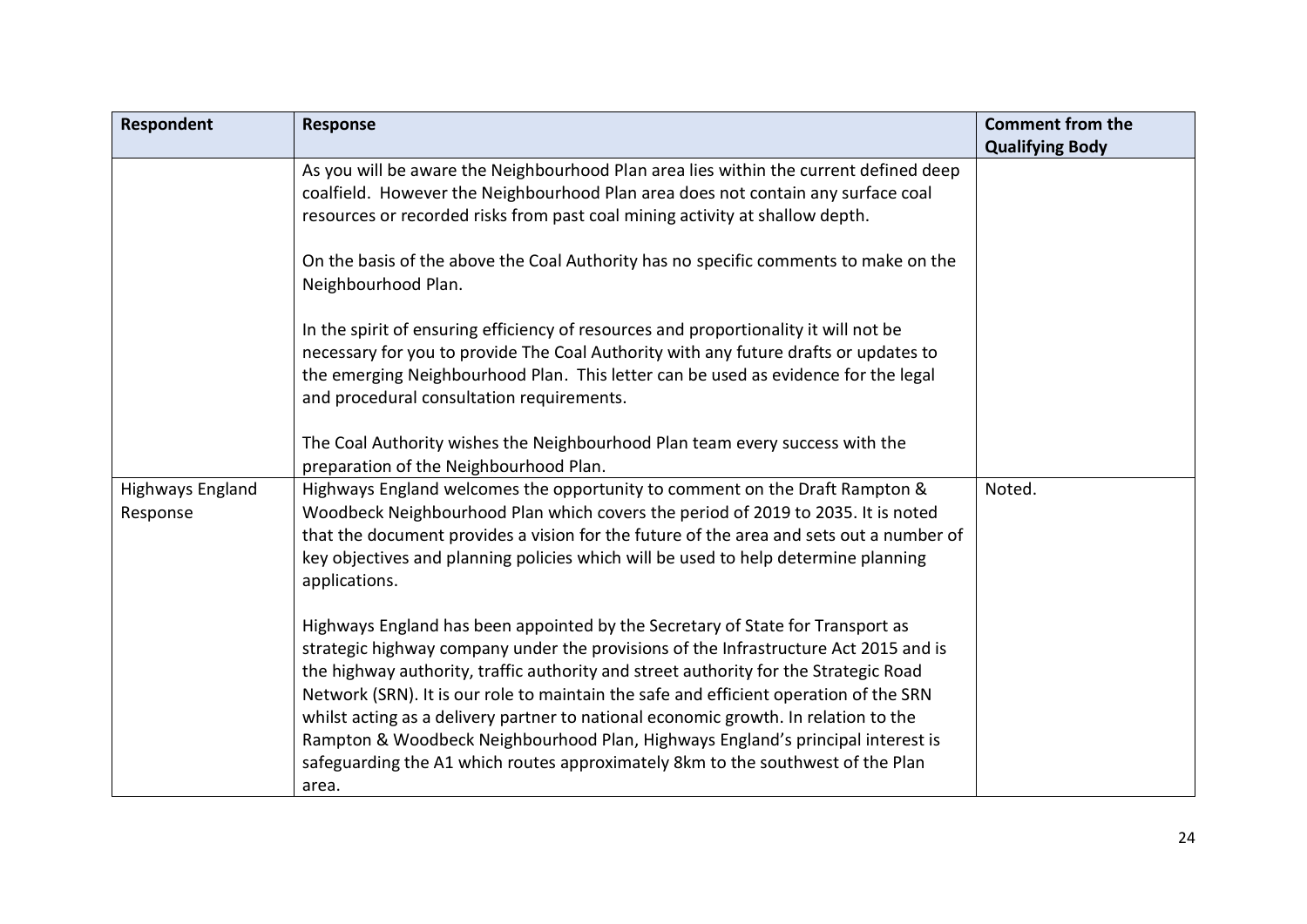| Respondent | Response | Comment from the Qualifying Body |
| --- | --- | --- |
| | As you will be aware the Neighbourhood Plan area lies within the current defined deep coalfield. However the Neighbourhood Plan area does not contain any surface coal resources or recorded risks from past coal mining activity at shallow depth.<br><br>On the basis of the above the Coal Authority has no specific comments to make on the Neighbourhood Plan.<br><br>In the spirit of ensuring efficiency of resources and proportionality it will not be necessary for you to provide The Coal Authority with any future drafts or updates to the emerging Neighbourhood Plan. This letter can be used as evidence for the legal and procedural consultation requirements.<br><br>The Coal Authority wishes the Neighbourhood Plan team every success with the preparation of the Neighbourhood Plan. | |
| Highways England Response | Highways England welcomes the opportunity to comment on the Draft Rampton & Woodbeck Neighbourhood Plan which covers the period of 2019 to 2035. It is noted that the document provides a vision for the future of the area and sets out a number of key objectives and planning policies which will be used to help determine planning applications.<br><br>Highways England has been appointed by the Secretary of State for Transport as strategic highway company under the provisions of the Infrastructure Act 2015 and is the highway authority, traffic authority and street authority for the Strategic Road Network (SRN). It is our role to maintain the safe and efficient operation of the SRN whilst acting as a delivery partner to national economic growth. In relation to the Rampton & Woodbeck Neighbourhood Plan, Highways England's principal interest is safeguarding the A1 which routes approximately 8km to the southwest of the Plan area. | Noted. |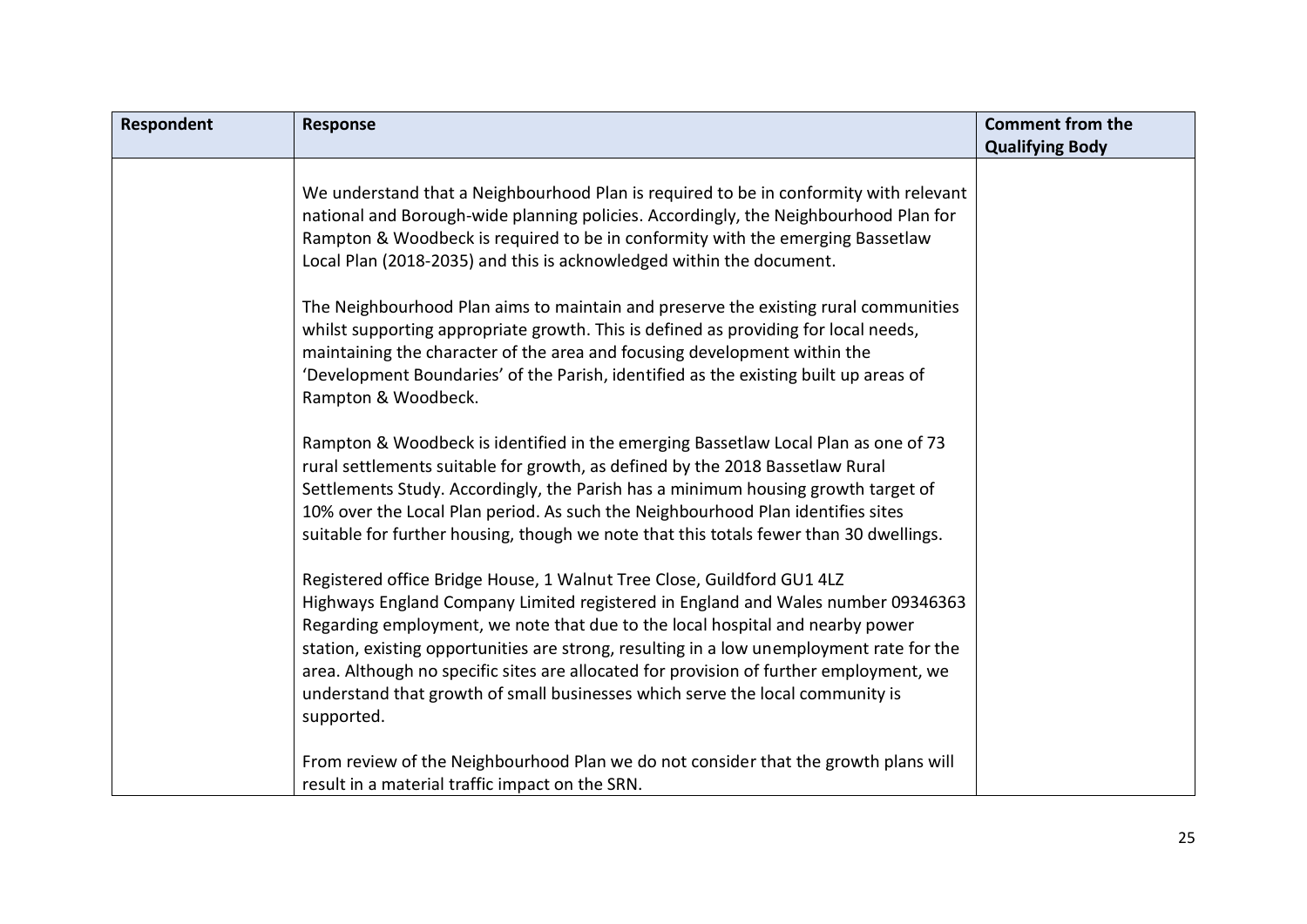| Respondent | Response | Comment from the Qualifying Body |
|---|---|---|
| | We understand that a Neighbourhood Plan is required to be in conformity with relevant national and Borough-wide planning policies. Accordingly, the Neighbourhood Plan for Rampton & Woodbeck is required to be in conformity with the emerging Bassetlaw Local Plan (2018-2035) and this is acknowledged within the document.<br><br>The Neighbourhood Plan aims to maintain and preserve the existing rural communities whilst supporting appropriate growth. This is defined as providing for local needs, maintaining the character of the area and focusing development within the 'Development Boundaries' of the Parish, identified as the existing built up areas of Rampton & Woodbeck.<br><br>Rampton & Woodbeck is identified in the emerging Bassetlaw Local Plan as one of 73 rural settlements suitable for growth, as defined by the 2018 Bassetlaw Rural Settlements Study. Accordingly, the Parish has a minimum housing growth target of 10% over the Local Plan period. As such the Neighbourhood Plan identifies sites suitable for further housing, though we note that this totals fewer than 30 dwellings.<br><br>Registered office Bridge House, 1 Walnut Tree Close, Guildford GU1 4LZ<br>Highways England Company Limited registered in England and Wales number 09346363<br>Regarding employment, we note that due to the local hospital and nearby power station, existing opportunities are strong, resulting in a low unemployment rate for the area. Although no specific sites are allocated for provision of further employment, we understand that growth of small businesses which serve the local community is supported.<br><br>From review of the Neighbourhood Plan we do not consider that the growth plans will result in a material traffic impact on the SRN. | |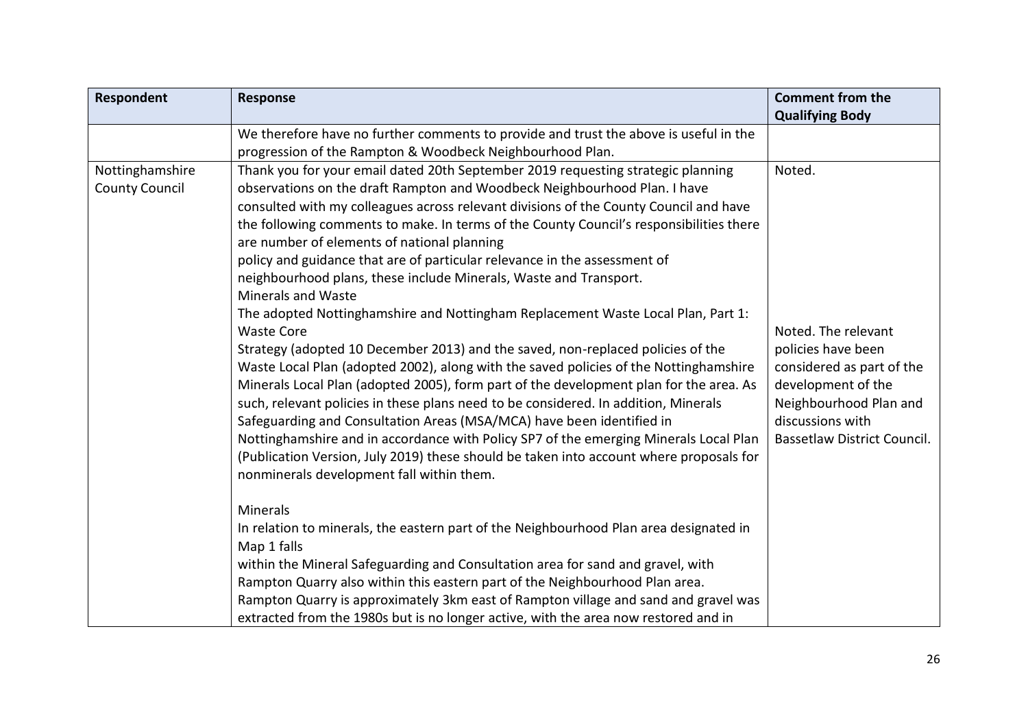| Respondent | Response | Comment from the Qualifying Body |
| --- | --- | --- |
| | We therefore have no further comments to provide and trust the above is useful in the progression of the Rampton & Woodbeck Neighbourhood Plan. | |
| Nottinghamshire County Council | Thank you for your email dated 20th September 2019 requesting strategic planning observations on the draft Rampton and Woodbeck Neighbourhood Plan. I have consulted with my colleagues across relevant divisions of the County Council and have the following comments to make. In terms of the County Council's responsibilities there are number of elements of national planning policy and guidance that are of particular relevance in the assessment of neighbourhood plans, these include Minerals, Waste and Transport. | Noted. |
| | Minerals and Waste<br>The adopted Nottinghamshire and Nottingham Replacement Waste Local Plan, Part 1: Waste Core Strategy (adopted 10 December 2013) and the saved, non-replaced policies of the Waste Local Plan (adopted 2002), along with the saved policies of the Nottinghamshire Minerals Local Plan (adopted 2005), form part of the development plan for the area. As such, relevant policies in these plans need to be considered. In addition, Minerals Safeguarding and Consultation Areas (MSA/MCA) have been identified in Nottinghamshire and in accordance with Policy SP7 of the emerging Minerals Local Plan (Publication Version, July 2019) these should be taken into account where proposals for nonminerals development fall within them. | Noted. The relevant policies have been considered as part of the development of the Neighbourhood Plan and discussions with Bassetlaw District Council. |
| | Minerals<br>In relation to minerals, the eastern part of the Neighbourhood Plan area designated in Map 1 falls within the Mineral Safeguarding and Consultation area for sand and gravel, with Rampton Quarry also within this eastern part of the Neighbourhood Plan area. Rampton Quarry is approximately 3km east of Rampton village and sand and gravel was extracted from the 1980s but is no longer active, with the area now restored and in | |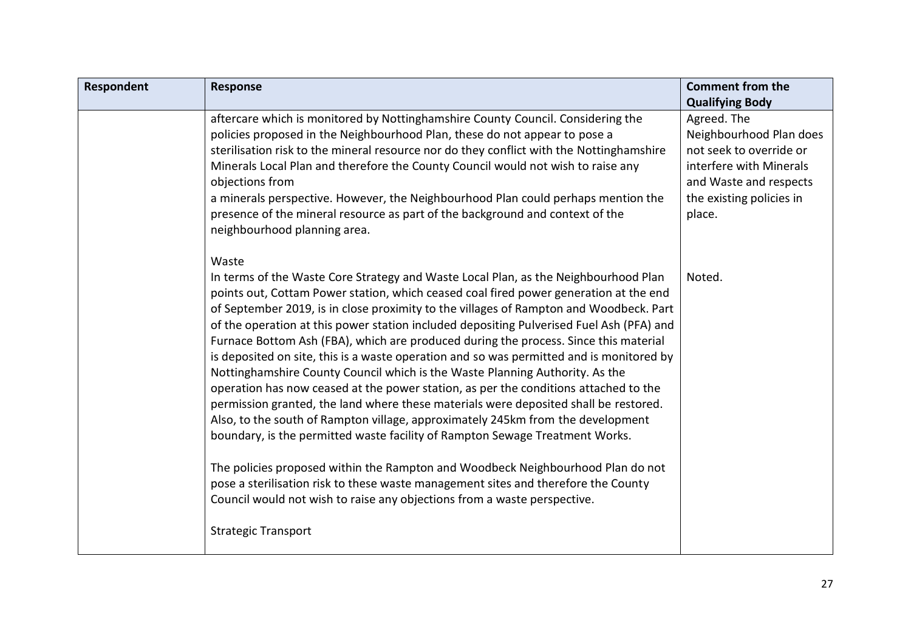| Respondent | Response | Comment from the Qualifying Body |
|---|---|---|
| | aftercare which is monitored by Nottinghamshire County Council. Considering the policies proposed in the Neighbourhood Plan, these do not appear to pose a sterilisation risk to the mineral resource nor do they conflict with the Nottinghamshire Minerals Local Plan and therefore the County Council would not wish to raise any objections from a minerals perspective. However, the Neighbourhood Plan could perhaps mention the presence of the mineral resource as part of the background and context of the neighbourhood planning area. | Agreed. The Neighbourhood Plan does not seek to override or interfere with Minerals and Waste and respects the existing policies in place. |
| | Waste<br>In terms of the Waste Core Strategy and Waste Local Plan, as the Neighbourhood Plan points out, Cottam Power station, which ceased coal fired power generation at the end of September 2019, is in close proximity to the villages of Rampton and Woodbeck. Part of the operation at this power station included depositing Pulverised Fuel Ash (PFA) and Furnace Bottom Ash (FBA), which are produced during the process. Since this material is deposited on site, this is a waste operation and so was permitted and is monitored by Nottinghamshire County Council which is the Waste Planning Authority. As the operation has now ceased at the power station, as per the conditions attached to the permission granted, the land where these materials were deposited shall be restored. Also, to the south of Rampton village, approximately 245km from the development boundary, is the permitted waste facility of Rampton Sewage Treatment Works.<br><br>The policies proposed within the Rampton and Woodbeck Neighbourhood Plan do not pose a sterilisation risk to these waste management sites and therefore the County Council would not wish to raise any objections from a waste perspective.<br><br>Strategic Transport | Noted. |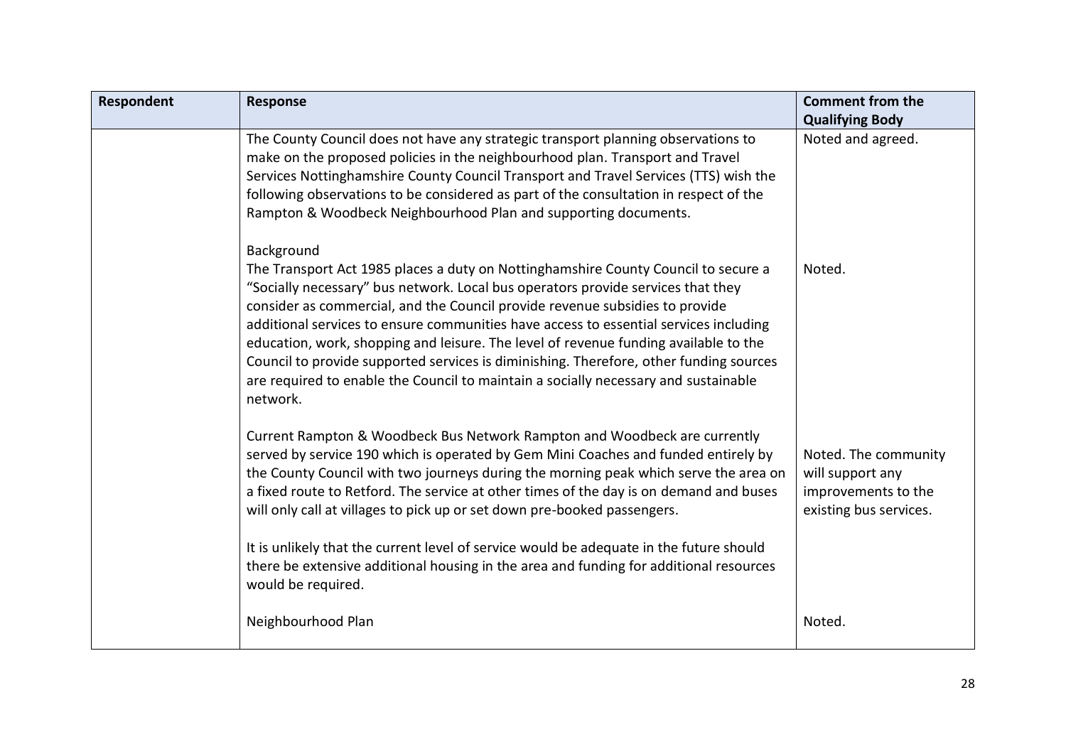| Respondent | Response | Comment from the Qualifying Body |
|---|---|---|
| | The County Council does not have any strategic transport planning observations to make on the proposed policies in the neighbourhood plan. Transport and Travel Services Nottinghamshire County Council Transport and Travel Services (TTS) wish the following observations to be considered as part of the consultation in respect of the Rampton & Woodbeck Neighbourhood Plan and supporting documents. | Noted and agreed. |
| | Background<br>The Transport Act 1985 places a duty on Nottinghamshire County Council to secure a "Socially necessary" bus network. Local bus operators provide services that they consider as commercial, and the Council provide revenue subsidies to provide additional services to ensure communities have access to essential services including education, work, shopping and leisure. The level of revenue funding available to the Council to provide supported services is diminishing. Therefore, other funding sources are required to enable the Council to maintain a socially necessary and sustainable network. | Noted. |
| | Current Rampton & Woodbeck Bus Network Rampton and Woodbeck are currently served by service 190 which is operated by Gem Mini Coaches and funded entirely by the County Council with two journeys during the morning peak which serve the area on a fixed route to Retford. The service at other times of the day is on demand and buses will only call at villages to pick up or set down pre-booked passengers.<br><br>It is unlikely that the current level of service would be adequate in the future should there be extensive additional housing in the area and funding for additional resources would be required. | Noted. The community will support any improvements to the existing bus services. |
| | Neighbourhood Plan | Noted. |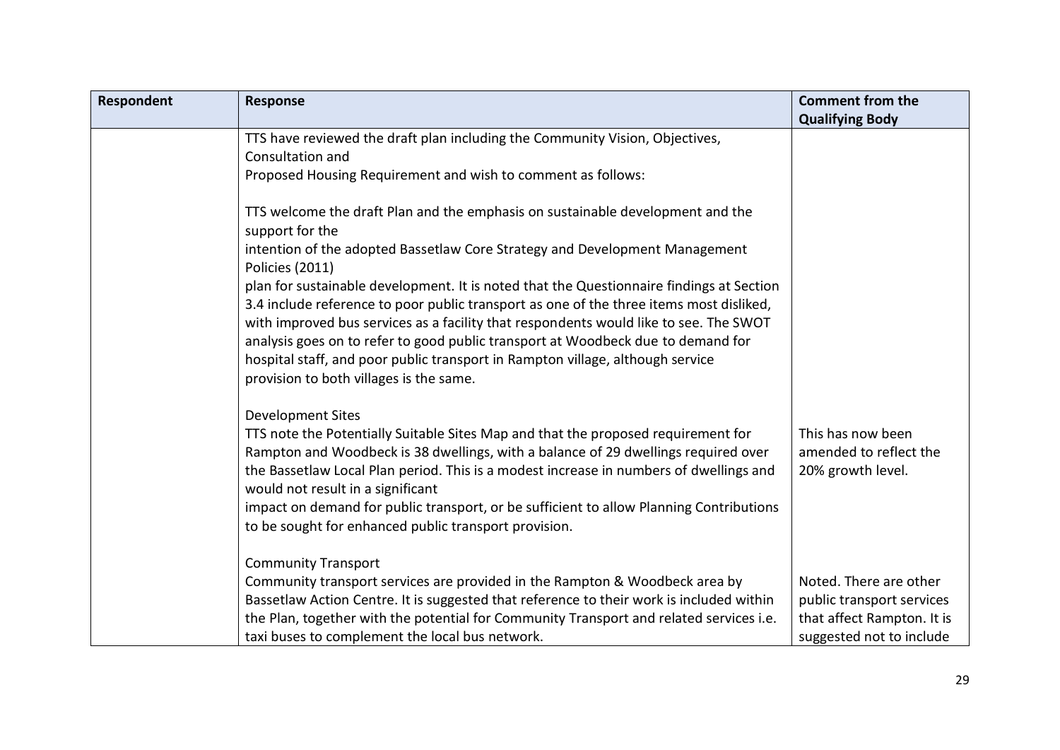| Respondent | Response | Comment from the Qualifying Body |
|---|---|---|
| | TTS have reviewed the draft plan including the Community Vision, Objectives, Consultation and Proposed Housing Requirement and wish to comment as follows:<br><br>TTS welcome the draft Plan and the emphasis on sustainable development and the support for the intention of the adopted Bassetlaw Core Strategy and Development Management Policies (2011) plan for sustainable development. It is noted that the Questionnaire findings at Section 3.4 include reference to poor public transport as one of the three items most disliked, with improved bus services as a facility that respondents would like to see. The SWOT analysis goes on to refer to good public transport at Woodbeck due to demand for hospital staff, and poor public transport in Rampton village, although service provision to both villages is the same. | |
| | Development Sites<br>TTS note the Potentially Suitable Sites Map and that the proposed requirement for Rampton and Woodbeck is 38 dwellings, with a balance of 29 dwellings required over the Bassetlaw Local Plan period. This is a modest increase in numbers of dwellings and would not result in a significant impact on demand for public transport, or be sufficient to allow Planning Contributions to be sought for enhanced public transport provision. | This has now been amended to reflect the 20% growth level. |
| | Community Transport<br>Community transport services are provided in the Rampton & Woodbeck area by Bassetlaw Action Centre. It is suggested that reference to their work is included within the Plan, together with the potential for Community Transport and related services i.e. taxi buses to complement the local bus network. | Noted. There are other public transport services that affect Rampton. It is suggested not to include |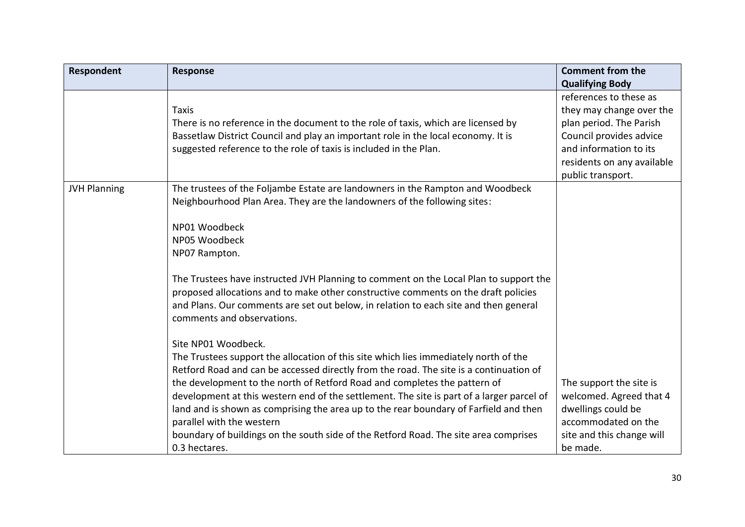| Respondent | Response | Comment from the Qualifying Body |
| --- | --- | --- |
| | Taxis<br>There is no reference in the document to the role of taxis, which are licensed by Bassetlaw District Council and play an important role in the local economy. It is suggested reference to the role of taxis is included in the Plan. | references to these as they may change over the plan period. The Parish Council provides advice and information to its residents on any available public transport. |
| JVH Planning | The trustees of the Foljambe Estate are landowners in the Rampton and Woodbeck Neighbourhood Plan Area. They are the landowners of the following sites:<br><br>NP01 Woodbeck<br>NP05 Woodbeck<br>NP07 Rampton.<br><br>The Trustees have instructed JVH Planning to comment on the Local Plan to support the proposed allocations and to make other constructive comments on the draft policies and Plans. Our comments are set out below, in relation to each site and then general comments and observations.<br><br>Site NP01 Woodbeck.<br>The Trustees support the allocation of this site which lies immediately north of the Retford Road and can be accessed directly from the road. The site is a continuation of the development to the north of Retford Road and completes the pattern of development at this western end of the settlement. The site is part of a larger parcel of land and is shown as comprising the area up to the rear boundary of Farfield and then parallel with the western boundary of buildings on the south side of the Retford Road. The site area comprises 0.3 hectares. | The support the site is welcomed. Agreed that 4 dwellings could be accommodated on the site and this change will be made. |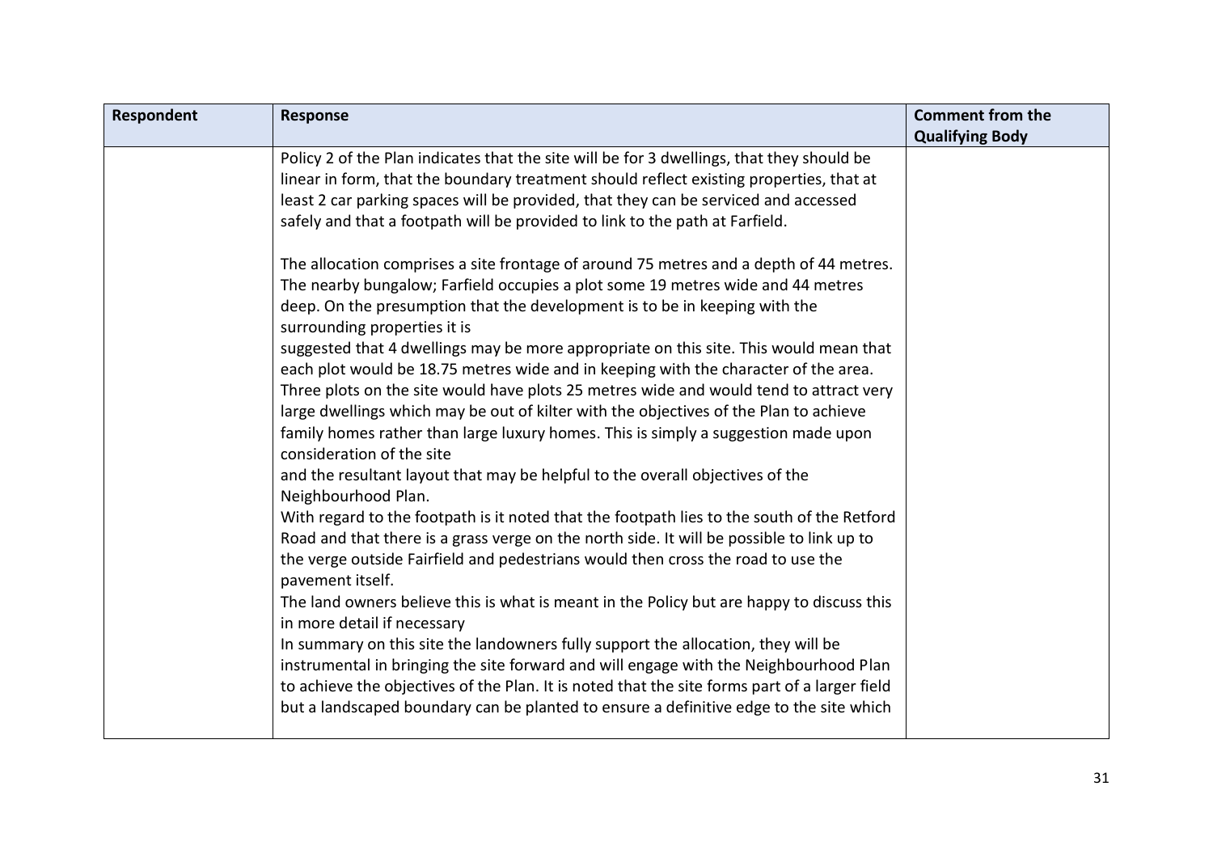| Respondent | Response | Comment from the Qualifying Body |
| --- | --- | --- |
| | Policy 2 of the Plan indicates that the site will be for 3 dwellings, that they should be linear in form, that the boundary treatment should reflect existing properties, that at least 2 car parking spaces will be provided, that they can be serviced and accessed safely and that a footpath will be provided to link to the path at Farfield.<br><br>The allocation comprises a site frontage of around 75 metres and a depth of 44 metres. The nearby bungalow; Farfield occupies a plot some 19 metres wide and 44 metres deep. On the presumption that the development is to be in keeping with the surrounding properties it is<br>suggested that 4 dwellings may be more appropriate on this site. This would mean that each plot would be 18.75 metres wide and in keeping with the character of the area. Three plots on the site would have plots 25 metres wide and would tend to attract very large dwellings which may be out of kilter with the objectives of the Plan to achieve family homes rather than large luxury homes. This is simply a suggestion made upon consideration of the site<br>and the resultant layout that may be helpful to the overall objectives of the Neighbourhood Plan.<br>With regard to the footpath is it noted that the footpath lies to the south of the Retford Road and that there is a grass verge on the north side. It will be possible to link up to the verge outside Fairfield and pedestrians would then cross the road to use the pavement itself.<br>The land owners believe this is what is meant in the Policy but are happy to discuss this in more detail if necessary<br>In summary on this site the landowners fully support the allocation, they will be instrumental in bringing the site forward and will engage with the Neighbourhood Plan to achieve the objectives of the Plan. It is noted that the site forms part of a larger field but a landscaped boundary can be planted to ensure a definitive edge to the site which | |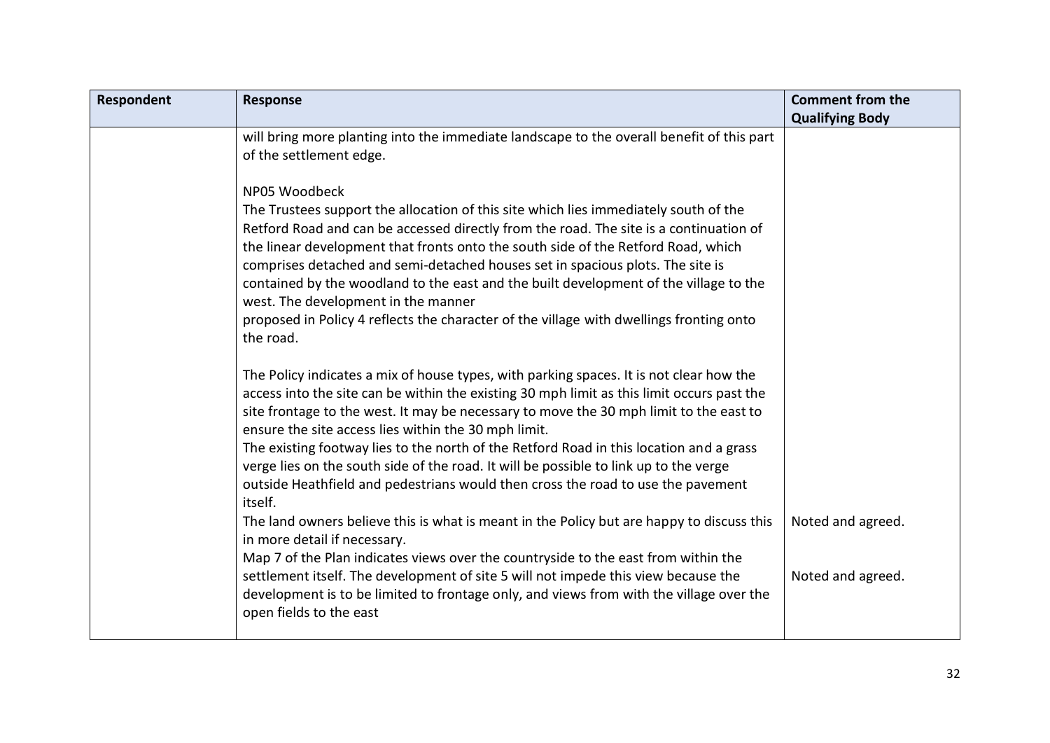| Respondent | Response | Comment from the Qualifying Body |
|---|---|---|
| | will bring more planting into the immediate landscape to the overall benefit of this part of the settlement edge.<br><br>NP05 Woodbeck<br>The Trustees support the allocation of this site which lies immediately south of the Retford Road and can be accessed directly from the road. The site is a continuation of the linear development that fronts onto the south side of the Retford Road, which comprises detached and semi-detached houses set in spacious plots. The site is contained by the woodland to the east and the built development of the village to the west. The development in the manner<br>proposed in Policy 4 reflects the character of the village with dwellings fronting onto the road.<br><br>The Policy indicates a mix of house types, with parking spaces. It is not clear how the access into the site can be within the existing 30 mph limit as this limit occurs past the site frontage to the west. It may be necessary to move the 30 mph limit to the east to ensure the site access lies within the 30 mph limit.<br>The existing footway lies to the north of the Retford Road in this location and a grass verge lies on the south side of the road. It will be possible to link up to the verge outside Heathfield and pedestrians would then cross the road to use the pavement itself.<br>The land owners believe this is what is meant in the Policy but are happy to discuss this in more detail if necessary. | Noted and agreed. |
| | Map 7 of the Plan indicates views over the countryside to the east from within the settlement itself. The development of site 5 will not impede this view because the development is to be limited to frontage only, and views from with the village over the open fields to the east | Noted and agreed. |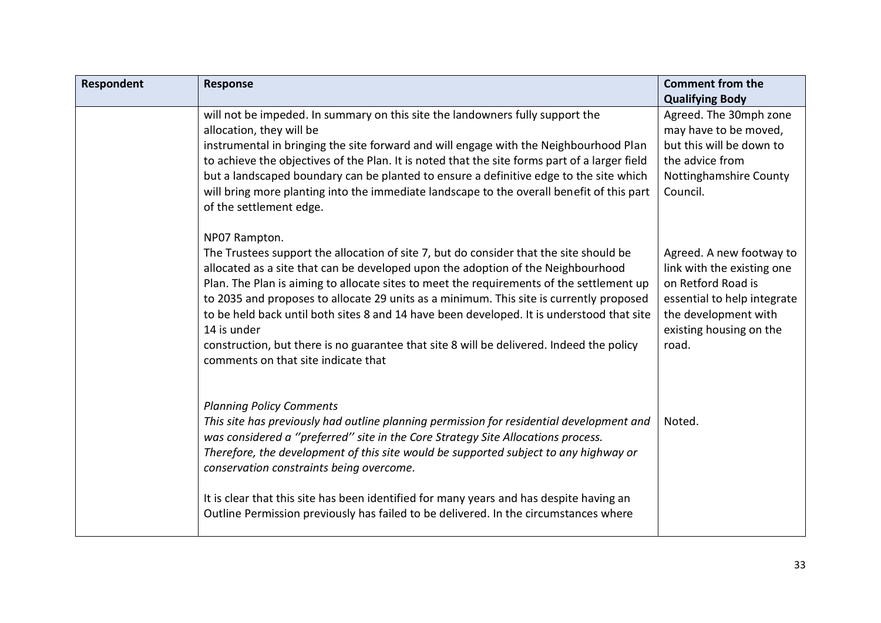| Respondent | Response | Comment from the Qualifying Body |
|---|---|---|
| | will not be impeded. In summary on this site the landowners fully support the allocation, they will be instrumental in bringing the site forward and will engage with the Neighbourhood Plan to achieve the objectives of the Plan. It is noted that the site forms part of a larger field but a landscaped boundary can be planted to ensure a definitive edge to the site which will bring more planting into the immediate landscape to the overall benefit of this part of the settlement edge. | Agreed. The 30mph zone may have to be moved, but this will be down to the advice from Nottinghamshire County Council. |
| | NP07 Rampton.<br>The Trustees support the allocation of site 7, but do consider that the site should be allocated as a site that can be developed upon the adoption of the Neighbourhood Plan. The Plan is aiming to allocate sites to meet the requirements of the settlement up to 2035 and proposes to allocate 29 units as a minimum. This site is currently proposed to be held back until both sites 8 and 14 have been developed. It is understood that site 14 is under construction, but there is no guarantee that site 8 will be delivered. Indeed the policy comments on that site indicate that | Agreed. A new footway to link with the existing one on Retford Road is essential to help integrate the development with existing housing on the road. |
| | *Planning Policy Comments*<br>*This site has previously had outline planning permission for residential development and was considered a ''preferred'' site in the Core Strategy Site Allocations process. Therefore, the development of this site would be supported subject to any highway or conservation constraints being overcome.*<br><br>It is clear that this site has been identified for many years and has despite having an Outline Permission previously has failed to be delivered. In the circumstances where | Noted. |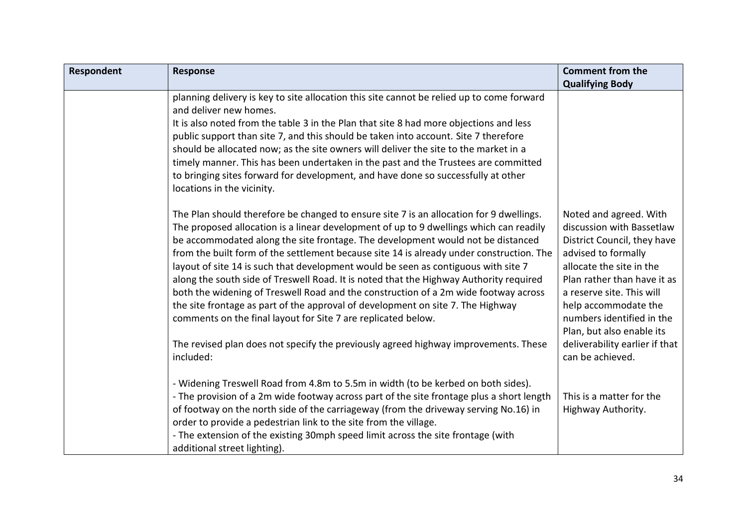| Respondent | Response | Comment from the Qualifying Body |
|---|---|---|
| | planning delivery is key to site allocation this site cannot be relied up to come forward and deliver new homes.<br>It is also noted from the table 3 in the Plan that site 8 had more objections and less public support than site 7, and this should be taken into account. Site 7 therefore should be allocated now; as the site owners will deliver the site to the market in a timely manner. This has been undertaken in the past and the Trustees are committed to bringing sites forward for development, and have done so successfully at other locations in the vicinity. | |
| | The Plan should therefore be changed to ensure site 7 is an allocation for 9 dwellings. The proposed allocation is a linear development of up to 9 dwellings which can readily be accommodated along the site frontage. The development would not be distanced from the built form of the settlement because site 14 is already under construction. The layout of site 14 is such that development would be seen as contiguous with site 7 along the south side of Treswell Road. It is noted that the Highway Authority required both the widening of Treswell Road and the construction of a 2m wide footway across the site frontage as part of the approval of development on site 7. The Highway comments on the final layout for Site 7 are replicated below.<br><br>The revised plan does not specify the previously agreed highway improvements. These included: | Noted and agreed. With discussion with Bassetlaw District Council, they have advised to formally allocate the site in the Plan rather than have it as a reserve site. This will help accommodate the numbers identified in the Plan, but also enable its deliverability earlier if that can be achieved. |
| | - Widening Treswell Road from 4.8m to 5.5m in width (to be kerbed on both sides).<br>- The provision of a 2m wide footway across part of the site frontage plus a short length of footway on the north side of the carriageway (from the driveway serving No.16) in order to provide a pedestrian link to the site from the village.<br>- The extension of the existing 30mph speed limit across the site frontage (with additional street lighting). | This is a matter for the Highway Authority. |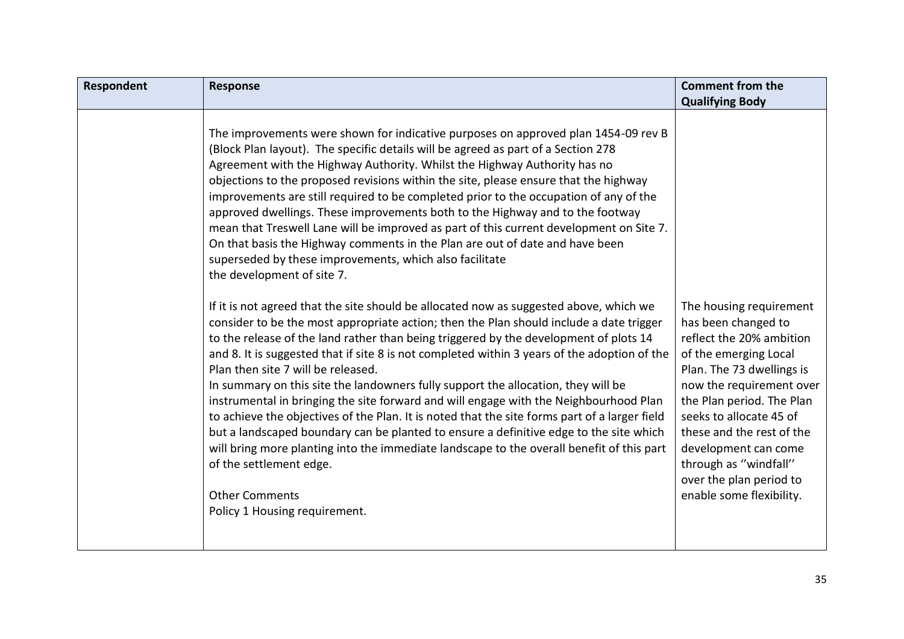| Respondent | Response | Comment from the Qualifying Body |
|---|---|---|
| | The improvements were shown for indicative purposes on approved plan 1454-09 rev B (Block Plan layout). The specific details will be agreed as part of a Section 278 Agreement with the Highway Authority. Whilst the Highway Authority has no objections to the proposed revisions within the site, please ensure that the highway improvements are still required to be completed prior to the occupation of any of the approved dwellings. These improvements both to the Highway and to the footway mean that Treswell Lane will be improved as part of this current development on Site 7. On that basis the Highway comments in the Plan are out of date and have been superseded by these improvements, which also facilitate the development of site 7. | |
| | If it is not agreed that the site should be allocated now as suggested above, which we consider to be the most appropriate action; then the Plan should include a date trigger to the release of the land rather than being triggered by the development of plots 14 and 8. It is suggested that if site 8 is not completed within 3 years of the adoption of the Plan then site 7 will be released.<br>In summary on this site the landowners fully support the allocation, they will be instrumental in bringing the site forward and will engage with the Neighbourhood Plan to achieve the objectives of the Plan. It is noted that the site forms part of a larger field but a landscaped boundary can be planted to ensure a definitive edge to the site which will bring more planting into the immediate landscape to the overall benefit of this part of the settlement edge.<br><br>Other Comments<br>Policy 1 Housing requirement. | The housing requirement has been changed to reflect the 20% ambition of the emerging Local Plan. The 73 dwellings is now the requirement over the Plan period. The Plan seeks to allocate 45 of these and the rest of the development can come through as ''windfall'' over the plan period to enable some flexibility. |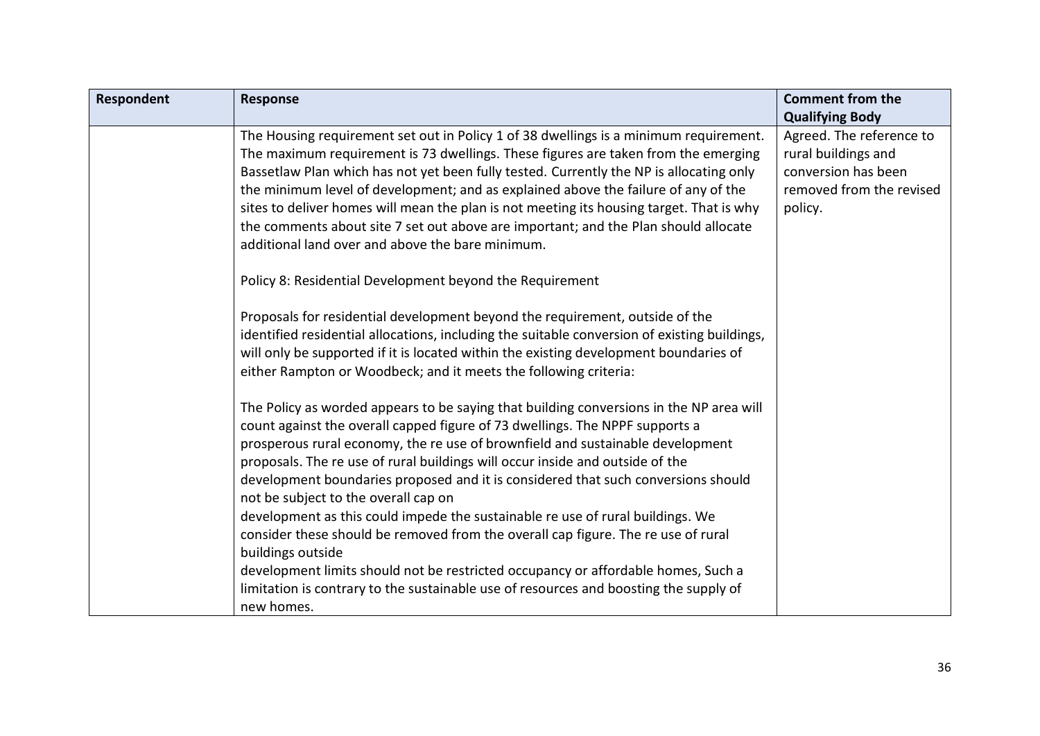| Respondent | Response | Comment from the Qualifying Body |
|---|---|---|
| | The Housing requirement set out in Policy 1 of 38 dwellings is a minimum requirement. The maximum requirement is 73 dwellings. These figures are taken from the emerging Bassetlaw Plan which has not yet been fully tested. Currently the NP is allocating only the minimum level of development; and as explained above the failure of any of the sites to deliver homes will mean the plan is not meeting its housing target. That is why the comments about site 7 set out above are important; and the Plan should allocate additional land over and above the bare minimum.<br><br>Policy 8: Residential Development beyond the Requirement<br><br>Proposals for residential development beyond the requirement, outside of the identified residential allocations, including the suitable conversion of existing buildings, will only be supported if it is located within the existing development boundaries of either Rampton or Woodbeck; and it meets the following criteria:<br><br>The Policy as worded appears to be saying that building conversions in the NP area will count against the overall capped figure of 73 dwellings. The NPPF supports a prosperous rural economy, the re use of brownfield and sustainable development proposals. The re use of rural buildings will occur inside and outside of the development boundaries proposed and it is considered that such conversions should not be subject to the overall cap on<br>development as this could impede the sustainable re use of rural buildings. We consider these should be removed from the overall cap figure. The re use of rural buildings outside<br>development limits should not be restricted occupancy or affordable homes, Such a limitation is contrary to the sustainable use of resources and boosting the supply of new homes. | Agreed. The reference to rural buildings and conversion has been removed from the revised policy. |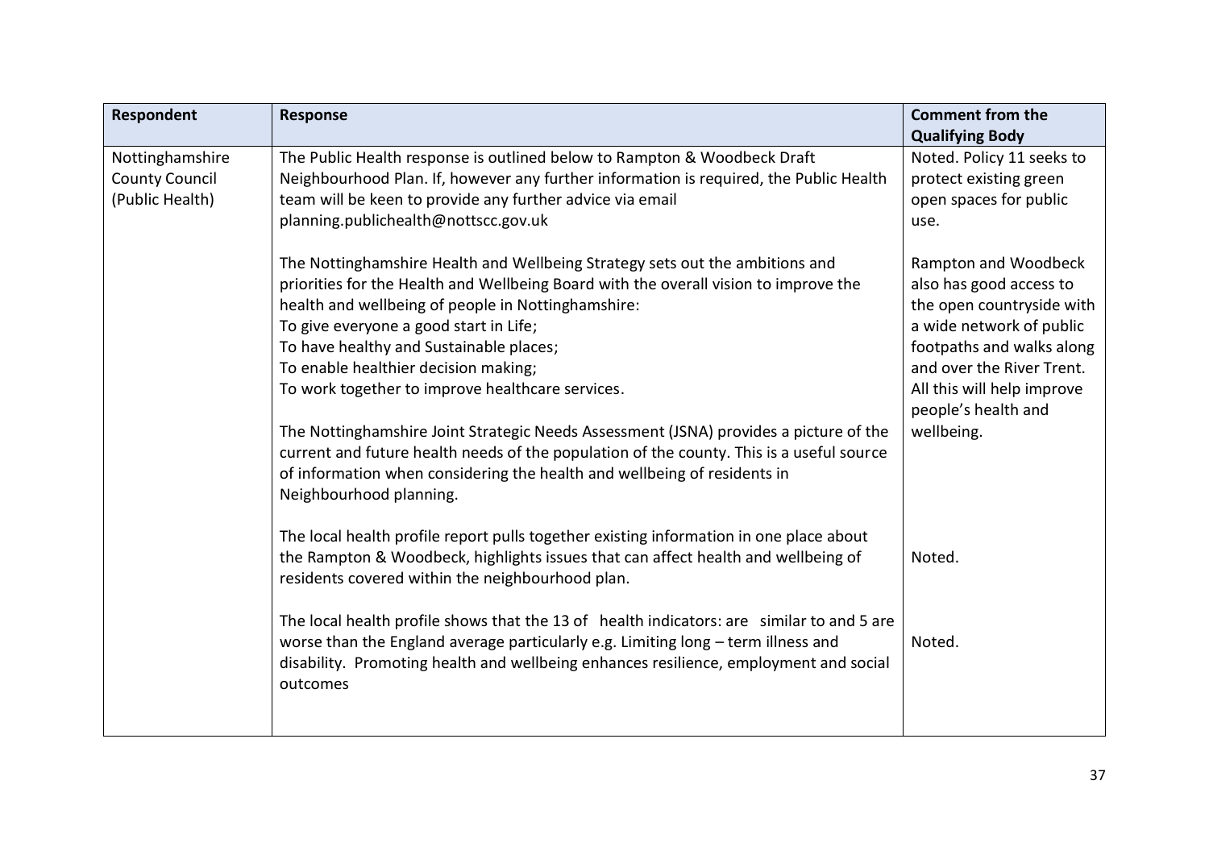| Respondent | Response | Comment from the Qualifying Body |
| --- | --- | --- |
| Nottinghamshire County Council (Public Health) | The Public Health response is outlined below to Rampton & Woodbeck Draft Neighbourhood Plan. If, however any further information is required, the Public Health team will be keen to provide any further advice via email planning.publichealth@nottscc.gov.uk<br><br>The Nottinghamshire Health and Wellbeing Strategy sets out the ambitions and priorities for the Health and Wellbeing Board with the overall vision to improve the health and wellbeing of people in Nottinghamshire:<br>To give everyone a good start in Life;<br>To have healthy and Sustainable places;<br>To enable healthier decision making;<br>To work together to improve healthcare services.<br><br>The Nottinghamshire Joint Strategic Needs Assessment (JSNA) provides a picture of the current and future health needs of the population of the county. This is a useful source of information when considering the health and wellbeing of residents in Neighbourhood planning. | Noted. Policy 11 seeks to protect existing green open spaces for public use.<br><br>Rampton and Woodbeck also has good access to the open countryside with a wide network of public footpaths and walks along and over the River Trent. All this will help improve people's health and wellbeing. |
| | The local health profile report pulls together existing information in one place about the Rampton & Woodbeck, highlights issues that can affect health and wellbeing of residents covered within the neighbourhood plan. | Noted. |
| | The local health profile shows that the 13 of health indicators: are similar to and 5 are worse than the England average particularly e.g. Limiting long – term illness and disability. Promoting health and wellbeing enhances resilience, employment and social outcomes | Noted. |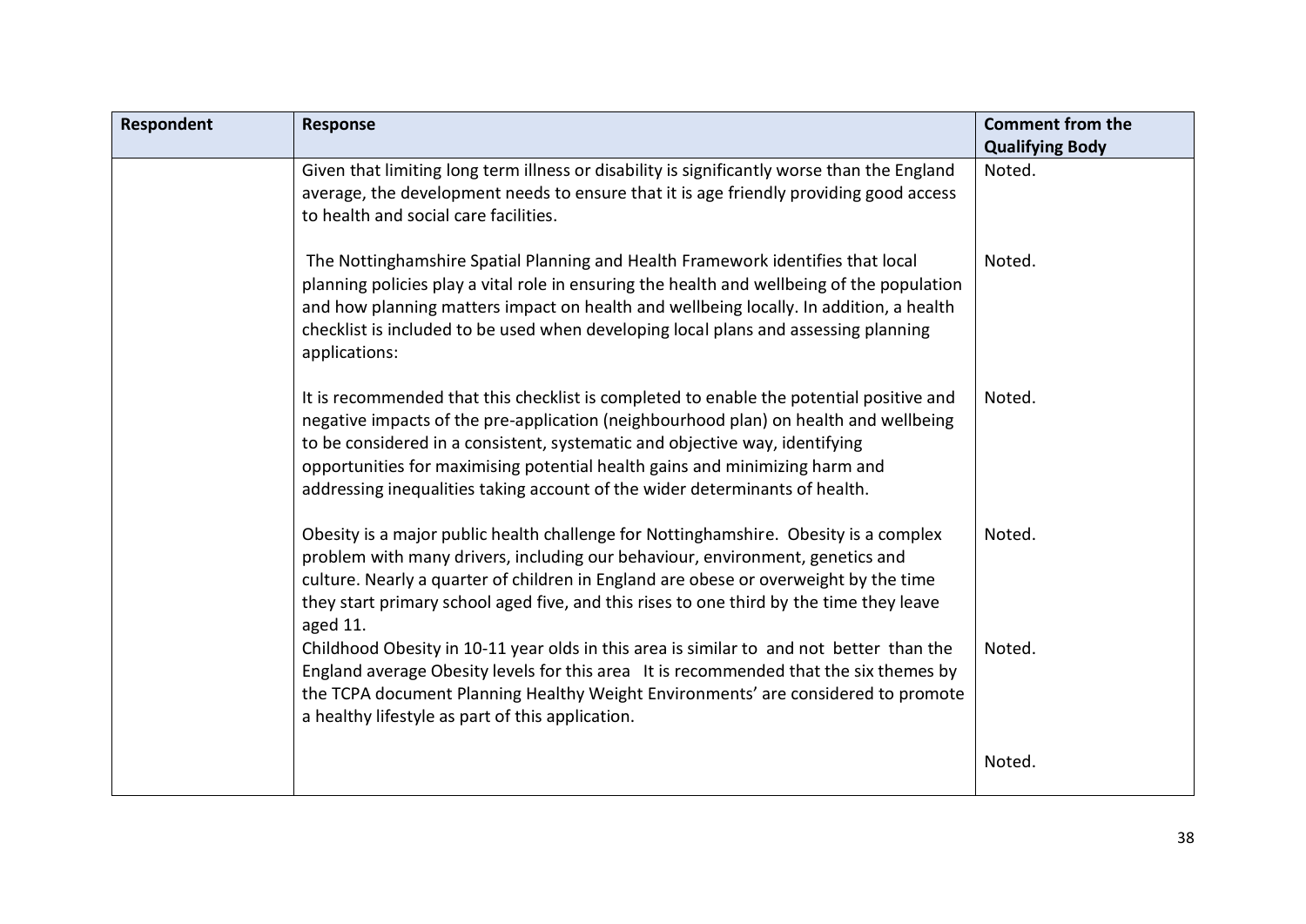| Respondent | Response | Comment from the Qualifying Body |
| --- | --- | --- |
| | Given that limiting long term illness or disability is significantly worse than the England average, the development needs to ensure that it is age friendly providing good access to health and social care facilities. | Noted. |
| | The Nottinghamshire Spatial Planning and Health Framework identifies that local planning policies play a vital role in ensuring the health and wellbeing of the population and how planning matters impact on health and wellbeing locally. In addition, a health checklist is included to be used when developing local plans and assessing planning applications: | Noted. |
| | It is recommended that this checklist is completed to enable the potential positive and negative impacts of the pre-application (neighbourhood plan) on health and wellbeing to be considered in a consistent, systematic and objective way, identifying opportunities for maximising potential health gains and minimizing harm and addressing inequalities taking account of the wider determinants of health. | Noted. |
| | Obesity is a major public health challenge for Nottinghamshire. Obesity is a complex problem with many drivers, including our behaviour, environment, genetics and culture. Nearly a quarter of children in England are obese or overweight by the time they start primary school aged five, and this rises to one third by the time they leave aged 11. | Noted. |
| | Childhood Obesity in 10-11 year olds in this area is similar to and not better than the England average Obesity levels for this area It is recommended that the six themes by the TCPA document Planning Healthy Weight Environments' are considered to promote a healthy lifestyle as part of this application. | Noted. |
| | | Noted. |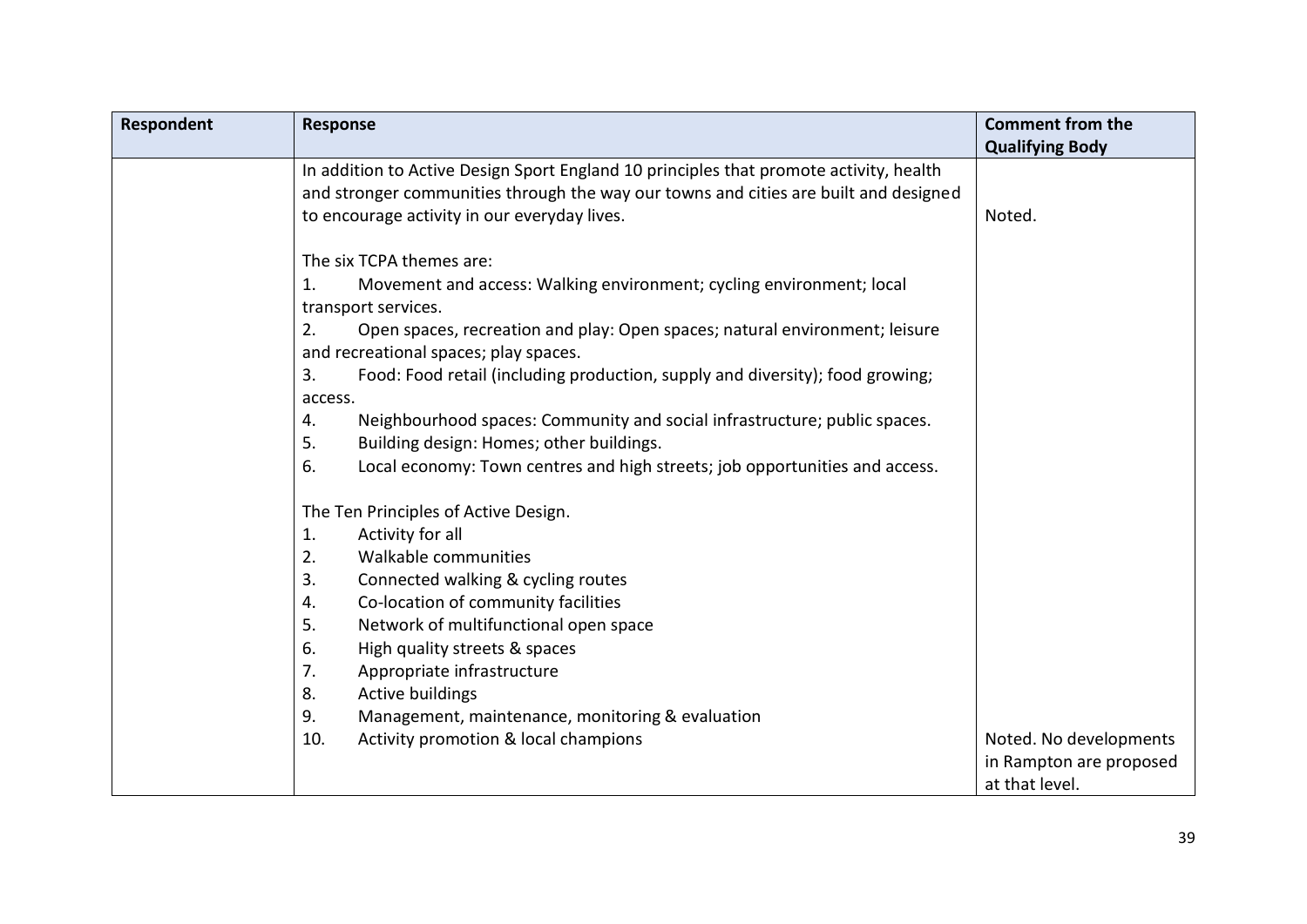| Respondent | Response | Comment from the Qualifying Body |
|---|---|---|
| | In addition to Active Design Sport England 10 principles that promote activity, health and stronger communities through the way our towns and cities are built and designed to encourage activity in our everyday lives. | Noted. |
| | The six TCPA themes are:<br>1. Movement and access: Walking environment; cycling environment; local transport services.<br>2. Open spaces, recreation and play: Open spaces; natural environment; leisure and recreational spaces; play spaces.<br>3. Food: Food retail (including production, supply and diversity); food growing; access.<br>4. Neighbourhood spaces: Community and social infrastructure; public spaces.<br>5. Building design: Homes; other buildings.<br>6. Local economy: Town centres and high streets; job opportunities and access.<br><br>The Ten Principles of Active Design.<br>1. Activity for all<br>2. Walkable communities<br>3. Connected walking & cycling routes<br>4. Co-location of community facilities<br>5. Network of multifunctional open space<br>6. High quality streets & spaces<br>7. Appropriate infrastructure<br>8. Active buildings<br>9. Management, maintenance, monitoring & evaluation<br>10. Activity promotion & local champions | Noted. No developments in Rampton are proposed at that level. |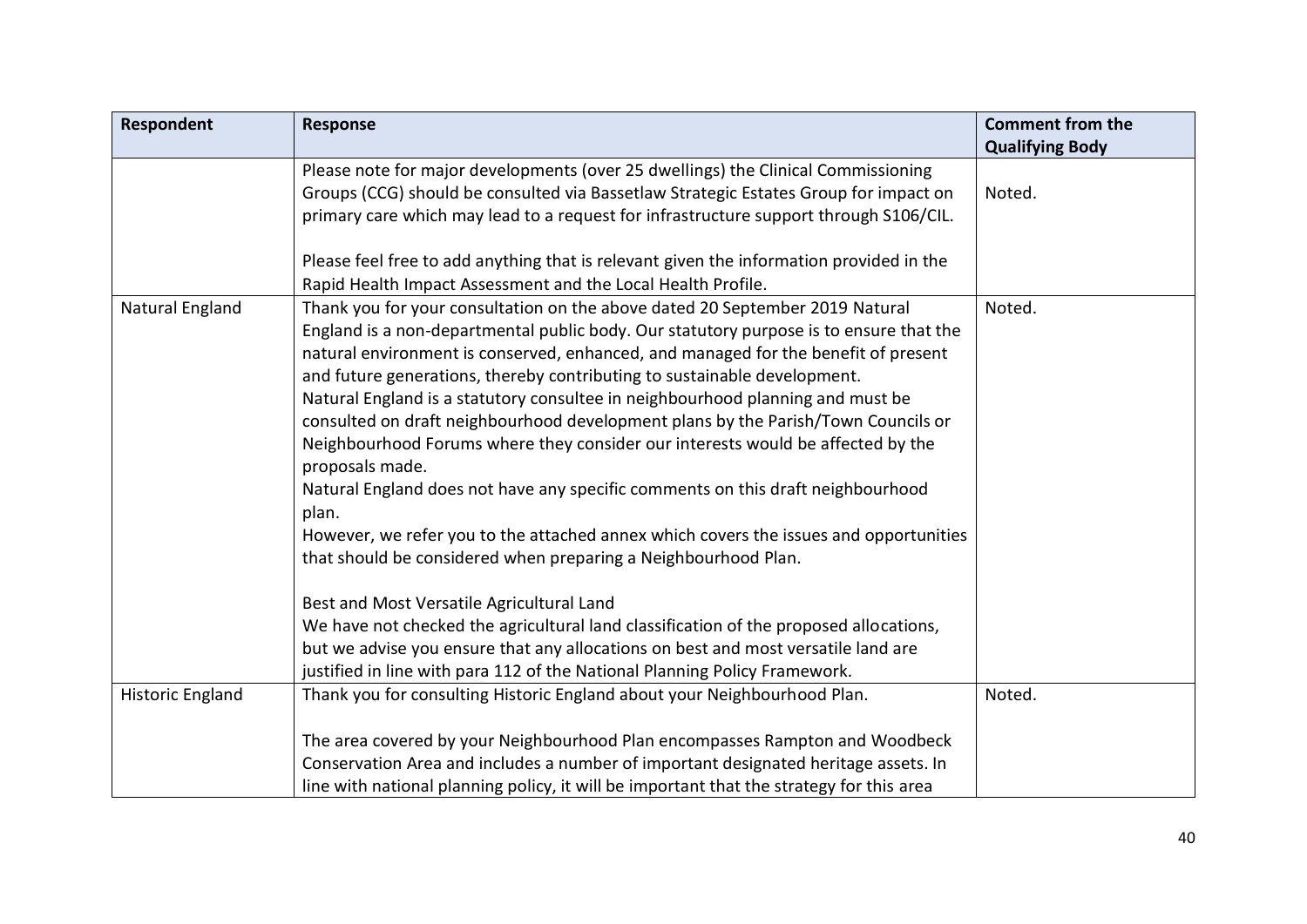| Respondent | Response | Comment from the Qualifying Body |
|---|---|---|
| | Please note for major developments (over 25 dwellings) the Clinical Commissioning Groups (CCG) should be consulted via Bassetlaw Strategic Estates Group for impact on primary care which may lead to a request for infrastructure support through S106/CIL.<br><br>Please feel free to add anything that is relevant given the information provided in the Rapid Health Impact Assessment and the Local Health Profile. | Noted. |
| Natural England | Thank you for your consultation on the above dated 20 September 2019 Natural England is a non-departmental public body. Our statutory purpose is to ensure that the natural environment is conserved, enhanced, and managed for the benefit of present and future generations, thereby contributing to sustainable development.<br>Natural England is a statutory consultee in neighbourhood planning and must be consulted on draft neighbourhood development plans by the Parish/Town Councils or Neighbourhood Forums where they consider our interests would be affected by the proposals made.<br>Natural England does not have any specific comments on this draft neighbourhood plan.<br>However, we refer you to the attached annex which covers the issues and opportunities that should be considered when preparing a Neighbourhood Plan.<br><br>Best and Most Versatile Agricultural Land<br>We have not checked the agricultural land classification of the proposed allocations, but we advise you ensure that any allocations on best and most versatile land are justified in line with para 112 of the National Planning Policy Framework. | Noted. |
| Historic England | Thank you for consulting Historic England about your Neighbourhood Plan.<br><br>The area covered by your Neighbourhood Plan encompasses Rampton and Woodbeck Conservation Area and includes a number of important designated heritage assets. In line with national planning policy, it will be important that the strategy for this area | Noted. |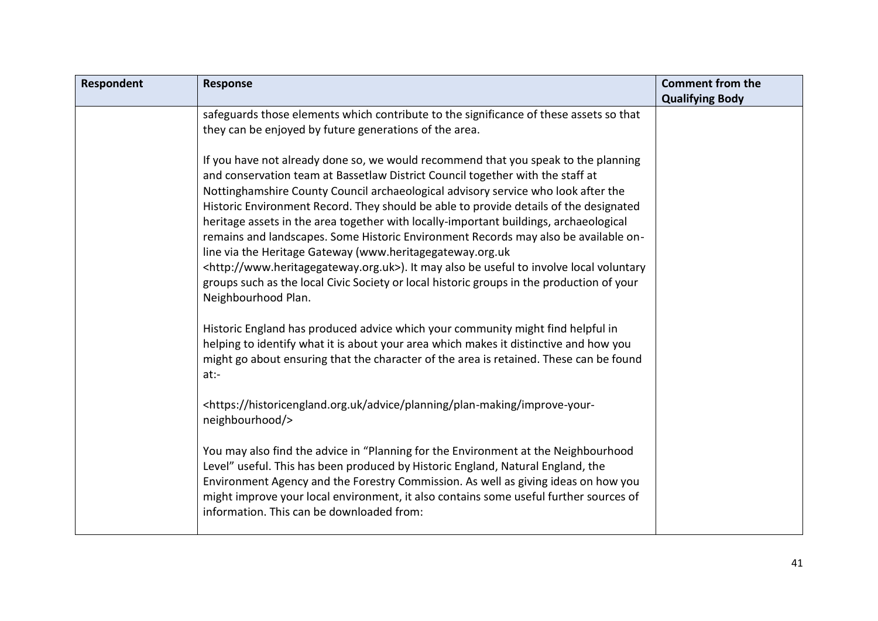| Respondent | Response | Comment from the Qualifying Body |
|---|---|---|
| | safeguards those elements which contribute to the significance of these assets so that they can be enjoyed by future generations of the area.<br><br>If you have not already done so, we would recommend that you speak to the planning and conservation team at Bassetlaw District Council together with the staff at Nottinghamshire County Council archaeological advisory service who look after the Historic Environment Record. They should be able to provide details of the designated heritage assets in the area together with locally-important buildings, archaeological remains and landscapes. Some Historic Environment Records may also be available on-line via the Heritage Gateway (www.heritagegateway.org.uk <http://www.heritagegateway.org.uk>). It may also be useful to involve local voluntary groups such as the local Civic Society or local historic groups in the production of your Neighbourhood Plan.<br><br>Historic England has produced advice which your community might find helpful in helping to identify what it is about your area which makes it distinctive and how you might go about ensuring that the character of the area is retained. These can be found at:-<br><br><https://historicengland.org.uk/advice/planning/plan-making/improve-your-neighbourhood/><br><br>You may also find the advice in "Planning for the Environment at the Neighbourhood Level" useful. This has been produced by Historic England, Natural England, the Environment Agency and the Forestry Commission. As well as giving ideas on how you might improve your local environment, it also contains some useful further sources of information. This can be downloaded from: | |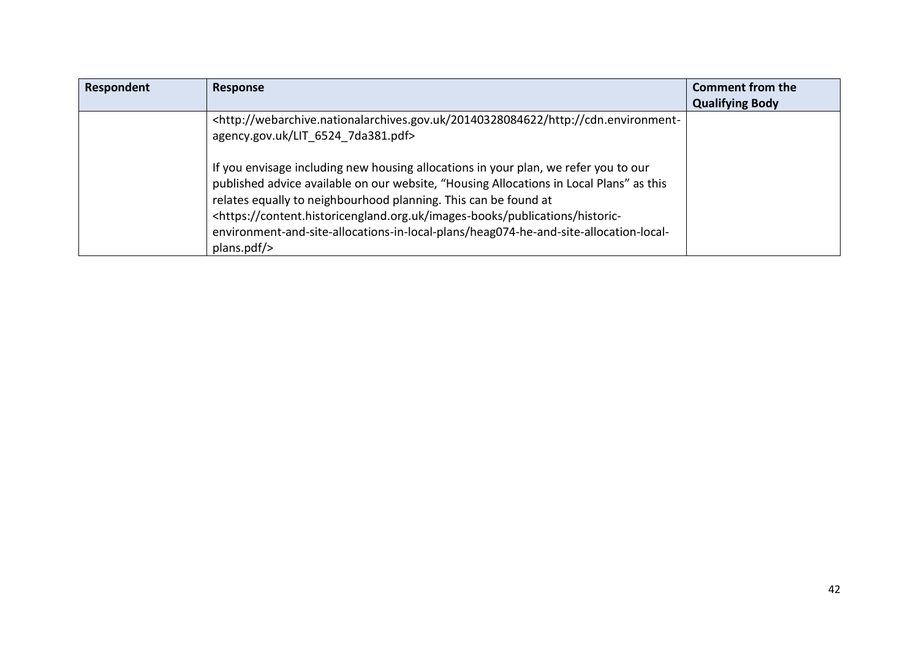| Respondent | Response | Comment from the Qualifying Body |
|---|---|---|
| | <http://webarchive.nationalarchives.gov.uk/20140328084622/http://cdn.environment-agency.gov.uk/LIT_6524_7da381.pdf><br><br>If you envisage including new housing allocations in your plan, we refer you to our published advice available on our website, "Housing Allocations in Local Plans" as this relates equally to neighbourhood planning. This can be found at <https://content.historicengland.org.uk/images-books/publications/historic-environment-and-site-allocations-in-local-plans/heag074-he-and-site-allocation-local-plans.pdf/> | |